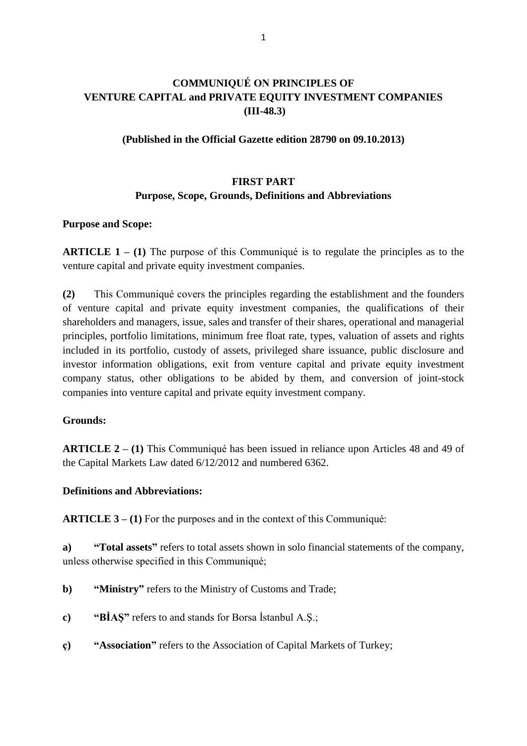# COMMUNIQUÉ ON PRINCIPLES OF VENTURE CAPITAL and PRIVATE EQUITY INVESTMENT COMPANIES (III-48.3)

**(Published in the Official Gazette edition 28790 on 09.10.2013)**

## FIRST PART
## Purpose, Scope, Grounds, Definitions and Abbreviations

**Purpose and Scope:**

**ARTICLE 1 – (1)** The purpose of this Communiqué is to regulate the principles as to the venture capital and private equity investment companies.

**(2)** This Communiqué covers the principles regarding the establishment and the founders of venture capital and private equity investment companies, the qualifications of their shareholders and managers, issue, sales and transfer of their shares, operational and managerial principles, portfolio limitations, minimum free float rate, types, valuation of assets and rights included in its portfolio, custody of assets, privileged share issuance, public disclosure and investor information obligations, exit from venture capital and private equity investment company status, other obligations to be abided by them, and conversion of joint-stock companies into venture capital and private equity investment company.

**Grounds:**

**ARTICLE 2 – (1)** This Communiqué has been issued in reliance upon Articles 48 and 49 of the Capital Markets Law dated 6/12/2012 and numbered 6362.

**Definitions and Abbreviations:**

**ARTICLE 3 – (1)** For the purposes and in the context of this Communiqué:

**a)** **"Total assets"** refers to total assets shown in solo financial statements of the company, unless otherwise specified in this Communiqué;

**b)** **"Ministry"** refers to the Ministry of Customs and Trade;

**c)** **"BİAŞ"** refers to and stands for Borsa İstanbul A.Ş.;

**ç)** **"Association"** refers to the Association of Capital Markets of Turkey;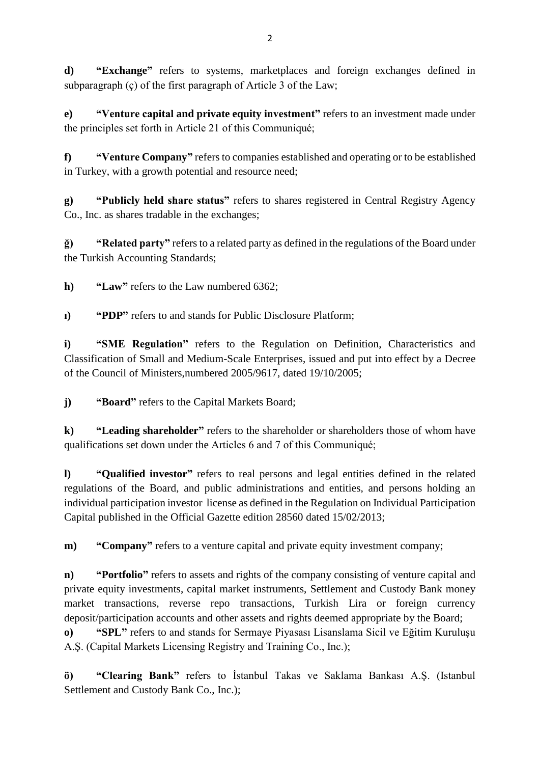**d)** **“Exchange”** refers to systems, marketplaces and foreign exchanges defined in subparagraph (ç) of the first paragraph of Article 3 of the Law;

**e)** **“Venture capital and private equity investment”** refers to an investment made under the principles set forth in Article 21 of this Communiqué;

**f)** **“Venture Company”** refers to companies established and operating or to be established in Turkey, with a growth potential and resource need;

**g)** **“Publicly held share status”** refers to shares registered in Central Registry Agency Co., Inc. as shares tradable in the exchanges;

**ğ)** **“Related party”** refers to a related party as defined in the regulations of the Board under the Turkish Accounting Standards;

**h)** **“Law”** refers to the Law numbered 6362;

**ı)** **“PDP”** refers to and stands for Public Disclosure Platform;

**i)** **“SME Regulation”** refers to the Regulation on Definition, Characteristics and Classification of Small and Medium-Scale Enterprises, issued and put into effect by a Decree of the Council of Ministers,numbered 2005/9617, dated 19/10/2005;

**j)** **“Board”** refers to the Capital Markets Board;

**k)** **“Leading shareholder”** refers to the shareholder or shareholders those of whom have qualifications set down under the Articles 6 and 7 of this Communiqué;

**l)** **“Qualified investor”** refers to real persons and legal entities defined in the related regulations of the Board, and public administrations and entities, and persons holding an individual participation investor license as defined in the Regulation on Individual Participation Capital published in the Official Gazette edition 28560 dated 15/02/2013;

**m)** **“Company”** refers to a venture capital and private equity investment company;

**n)** **“Portfolio”** refers to assets and rights of the company consisting of venture capital and private equity investments, capital market instruments, Settlement and Custody Bank money market transactions, reverse repo transactions, Turkish Lira or foreign currency deposit/participation accounts and other assets and rights deemed appropriate by the Board;

**o)** **“SPL”** refers to and stands for Sermaye Piyasası Lisanslama Sicil ve Eğitim Kuruluşu A.Ş. (Capital Markets Licensing Registry and Training Co., Inc.);

**ö)** **“Clearing Bank”** refers to İstanbul Takas ve Saklama Bankası A.Ş. (Istanbul Settlement and Custody Bank Co., Inc.);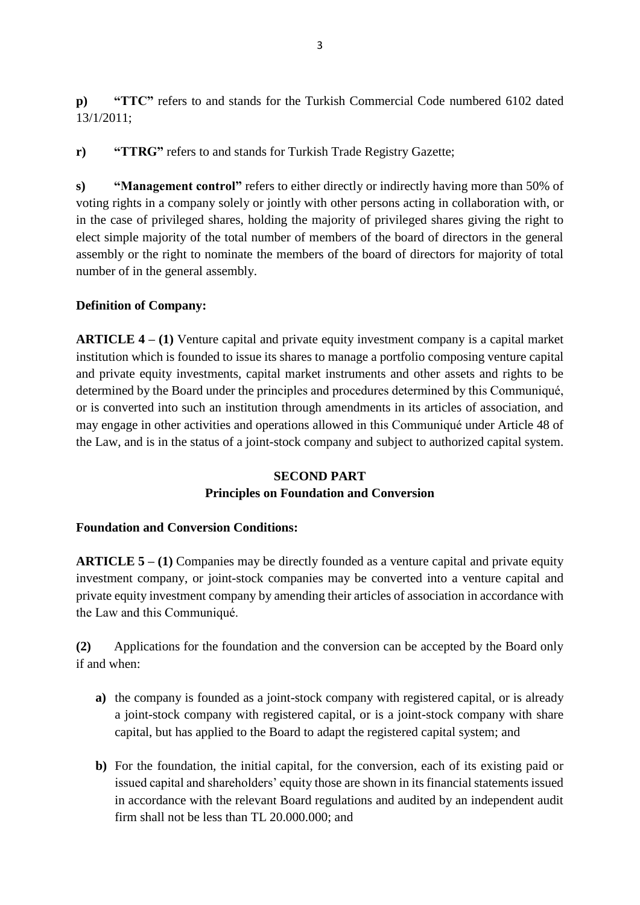**p)** **"TTC"** refers to and stands for the Turkish Commercial Code numbered 6102 dated 13/1/2011;

**r)** **"TTRG"** refers to and stands for Turkish Trade Registry Gazette;

**s)** **"Management control"** refers to either directly or indirectly having more than 50% of voting rights in a company solely or jointly with other persons acting in collaboration with, or in the case of privileged shares, holding the majority of privileged shares giving the right to elect simple majority of the total number of members of the board of directors in the general assembly or the right to nominate the members of the board of directors for majority of total number of in the general assembly.

**Definition of Company:**

**ARTICLE 4 – (1)** Venture capital and private equity investment company is a capital market institution which is founded to issue its shares to manage a portfolio composing venture capital and private equity investments, capital market instruments and other assets and rights to be determined by the Board under the principles and procedures determined by this Communiqué, or is converted into such an institution through amendments in its articles of association, and may engage in other activities and operations allowed in this Communiqué under Article 48 of the Law, and is in the status of a joint-stock company and subject to authorized capital system.

## SECOND PART
## Principles on Foundation and Conversion

**Foundation and Conversion Conditions:**

**ARTICLE 5 – (1)** Companies may be directly founded as a venture capital and private equity investment company, or joint-stock companies may be converted into a venture capital and private equity investment company by amending their articles of association in accordance with the Law and this Communiqué.

**(2)** Applications for the foundation and the conversion can be accepted by the Board only if and when:

- **a)** the company is founded as a joint-stock company with registered capital, or is already a joint-stock company with registered capital, or is a joint-stock company with share capital, but has applied to the Board to adapt the registered capital system; and
- **b)** For the foundation, the initial capital, for the conversion, each of its existing paid or issued capital and shareholders' equity those are shown in its financial statements issued in accordance with the relevant Board regulations and audited by an independent audit firm shall not be less than TL 20.000.000; and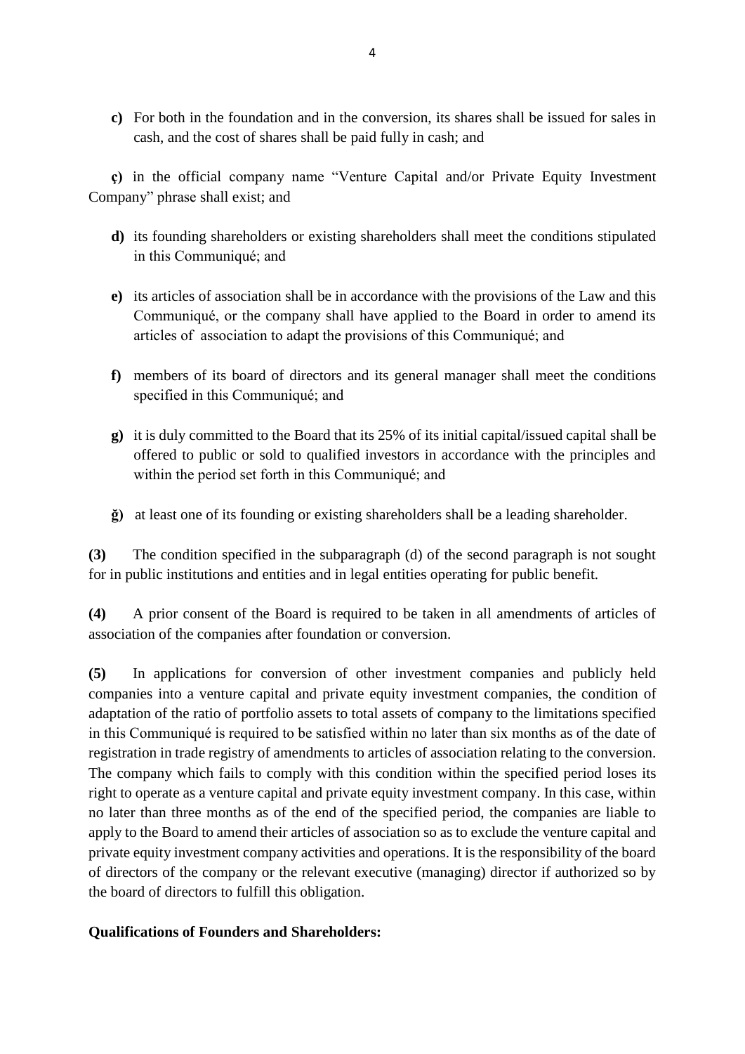**c)** For both in the foundation and in the conversion, its shares shall be issued for sales in cash, and the cost of shares shall be paid fully in cash; and

**ç)** in the official company name "Venture Capital and/or Private Equity Investment Company" phrase shall exist; and

**d)** its founding shareholders or existing shareholders shall meet the conditions stipulated in this Communiqué; and

**e)** its articles of association shall be in accordance with the provisions of the Law and this Communiqué, or the company shall have applied to the Board in order to amend its articles of association to adapt the provisions of this Communiqué; and

**f)** members of its board of directors and its general manager shall meet the conditions specified in this Communiqué; and

**g)** it is duly committed to the Board that its 25% of its initial capital/issued capital shall be offered to public or sold to qualified investors in accordance with the principles and within the period set forth in this Communiqué; and

**ğ)** at least one of its founding or existing shareholders shall be a leading shareholder.

**(3)** The condition specified in the subparagraph (d) of the second paragraph is not sought for in public institutions and entities and in legal entities operating for public benefit.

**(4)** A prior consent of the Board is required to be taken in all amendments of articles of association of the companies after foundation or conversion.

**(5)** In applications for conversion of other investment companies and publicly held companies into a venture capital and private equity investment companies, the condition of adaptation of the ratio of portfolio assets to total assets of company to the limitations specified in this Communiqué is required to be satisfied within no later than six months as of the date of registration in trade registry of amendments to articles of association relating to the conversion. The company which fails to comply with this condition within the specified period loses its right to operate as a venture capital and private equity investment company. In this case, within no later than three months as of the end of the specified period, the companies are liable to apply to the Board to amend their articles of association so as to exclude the venture capital and private equity investment company activities and operations. It is the responsibility of the board of directors of the company or the relevant executive (managing) director if authorized so by the board of directors to fulfill this obligation.

**Qualifications of Founders and Shareholders:**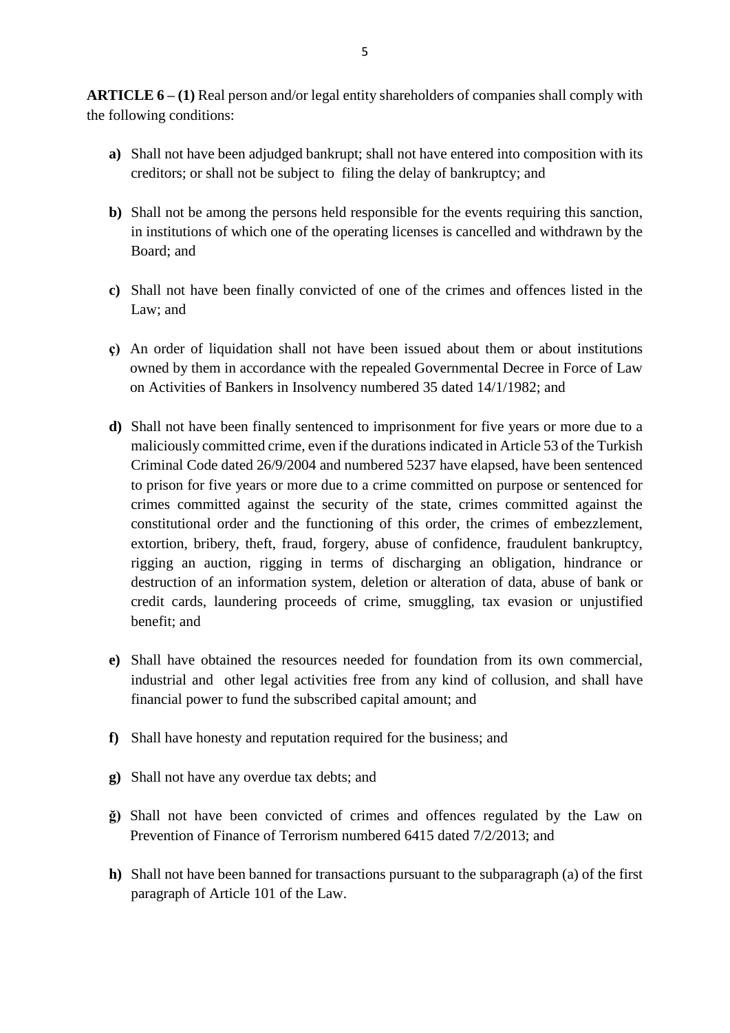**ARTICLE 6 – (1)** Real person and/or legal entity shareholders of companies shall comply with the following conditions:

- **a)** Shall not have been adjudged bankrupt; shall not have entered into composition with its creditors; or shall not be subject to filing the delay of bankruptcy; and

- **b)** Shall not be among the persons held responsible for the events requiring this sanction, in institutions of which one of the operating licenses is cancelled and withdrawn by the Board; and

- **c)** Shall not have been finally convicted of one of the crimes and offences listed in the Law; and

- **ç)** An order of liquidation shall not have been issued about them or about institutions owned by them in accordance with the repealed Governmental Decree in Force of Law on Activities of Bankers in Insolvency numbered 35 dated 14/1/1982; and

- **d)** Shall not have been finally sentenced to imprisonment for five years or more due to a maliciously committed crime, even if the durations indicated in Article 53 of the Turkish Criminal Code dated 26/9/2004 and numbered 5237 have elapsed, have been sentenced to prison for five years or more due to a crime committed on purpose or sentenced for crimes committed against the security of the state, crimes committed against the constitutional order and the functioning of this order, the crimes of embezzlement, extortion, bribery, theft, fraud, forgery, abuse of confidence, fraudulent bankruptcy, rigging an auction, rigging in terms of discharging an obligation, hindrance or destruction of an information system, deletion or alteration of data, abuse of bank or credit cards, laundering proceeds of crime, smuggling, tax evasion or unjustified benefit; and

- **e)** Shall have obtained the resources needed for foundation from its own commercial, industrial and other legal activities free from any kind of collusion, and shall have financial power to fund the subscribed capital amount; and

- **f)** Shall have honesty and reputation required for the business; and

- **g)** Shall not have any overdue tax debts; and

- **ğ)** Shall not have been convicted of crimes and offences regulated by the Law on Prevention of Finance of Terrorism numbered 6415 dated 7/2/2013; and

- **h)** Shall not have been banned for transactions pursuant to the subparagraph (a) of the first paragraph of Article 101 of the Law.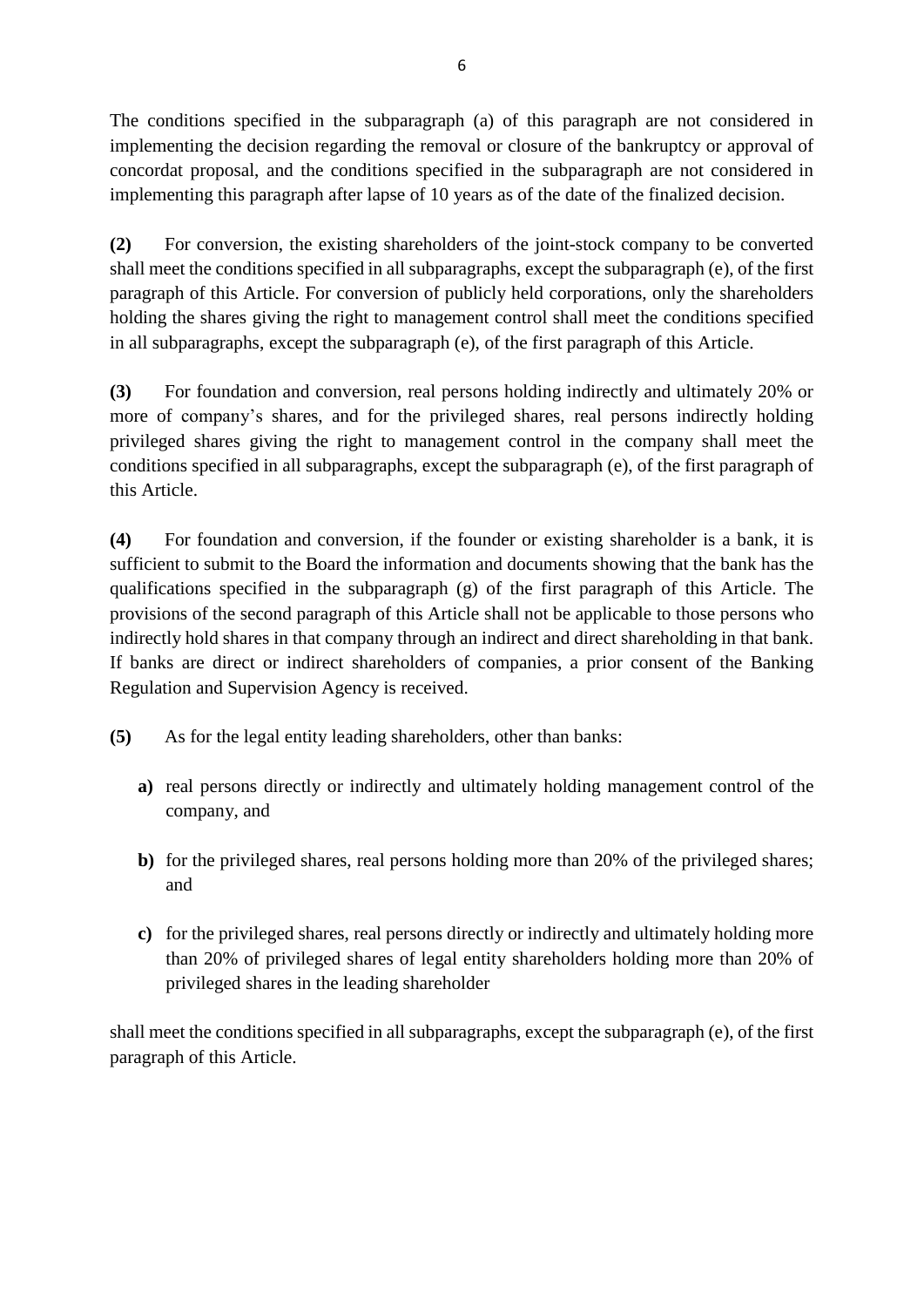The conditions specified in the subparagraph (a) of this paragraph are not considered in implementing the decision regarding the removal or closure of the bankruptcy or approval of concordat proposal, and the conditions specified in the subparagraph are not considered in implementing this paragraph after lapse of 10 years as of the date of the finalized decision.

**(2)** For conversion, the existing shareholders of the joint-stock company to be converted shall meet the conditions specified in all subparagraphs, except the subparagraph (e), of the first paragraph of this Article. For conversion of publicly held corporations, only the shareholders holding the shares giving the right to management control shall meet the conditions specified in all subparagraphs, except the subparagraph (e), of the first paragraph of this Article.

**(3)** For foundation and conversion, real persons holding indirectly and ultimately 20% or more of company's shares, and for the privileged shares, real persons indirectly holding privileged shares giving the right to management control in the company shall meet the conditions specified in all subparagraphs, except the subparagraph (e), of the first paragraph of this Article.

**(4)** For foundation and conversion, if the founder or existing shareholder is a bank, it is sufficient to submit to the Board the information and documents showing that the bank has the qualifications specified in the subparagraph (g) of the first paragraph of this Article. The provisions of the second paragraph of this Article shall not be applicable to those persons who indirectly hold shares in that company through an indirect and direct shareholding in that bank. If banks are direct or indirect shareholders of companies, a prior consent of the Banking Regulation and Supervision Agency is received.

**(5)** As for the legal entity leading shareholders, other than banks:

- **a)** real persons directly or indirectly and ultimately holding management control of the company, and
- **b)** for the privileged shares, real persons holding more than 20% of the privileged shares; and
- **c)** for the privileged shares, real persons directly or indirectly and ultimately holding more than 20% of privileged shares of legal entity shareholders holding more than 20% of privileged shares in the leading shareholder

shall meet the conditions specified in all subparagraphs, except the subparagraph (e), of the first paragraph of this Article.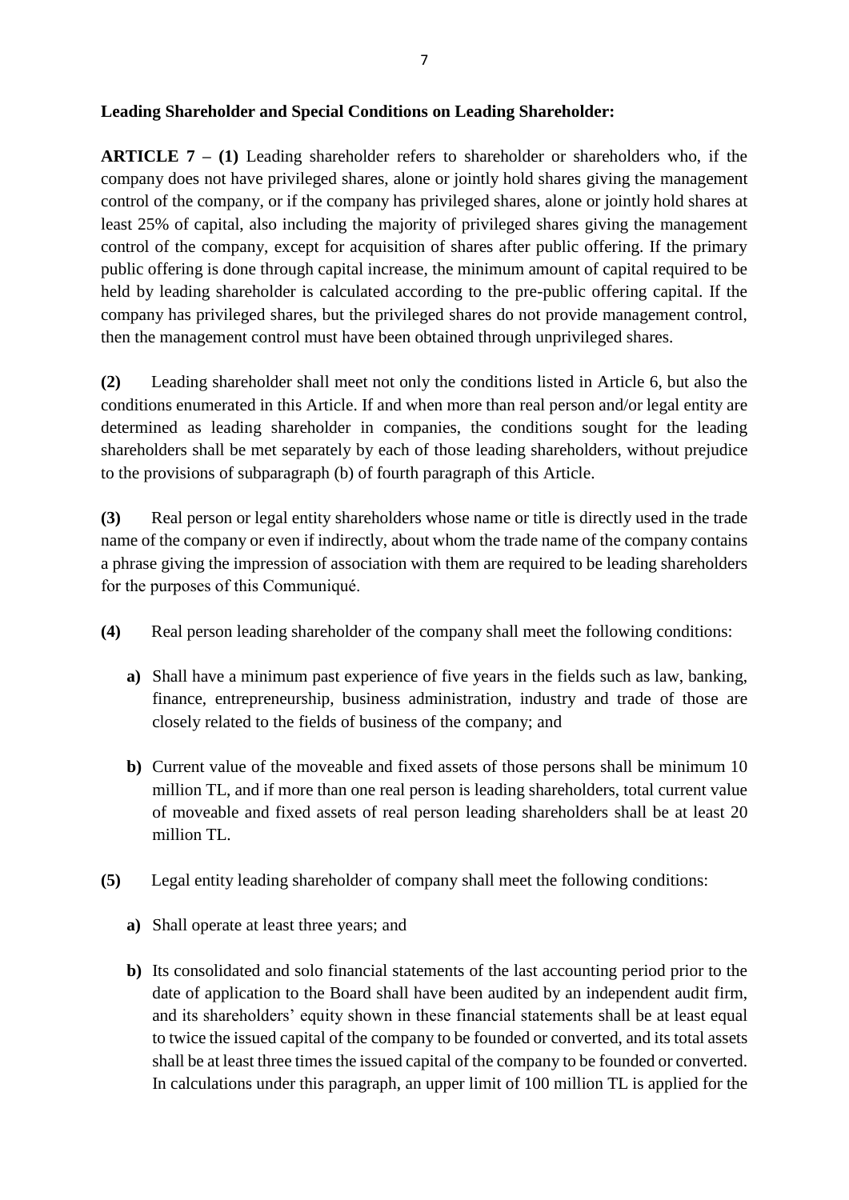**Leading Shareholder and Special Conditions on Leading Shareholder:**

**ARTICLE 7 – (1)** Leading shareholder refers to shareholder or shareholders who, if the company does not have privileged shares, alone or jointly hold shares giving the management control of the company, or if the company has privileged shares, alone or jointly hold shares at least 25% of capital, also including the majority of privileged shares giving the management control of the company, except for acquisition of shares after public offering. If the primary public offering is done through capital increase, the minimum amount of capital required to be held by leading shareholder is calculated according to the pre-public offering capital. If the company has privileged shares, but the privileged shares do not provide management control, then the management control must have been obtained through unprivileged shares.

**(2)** Leading shareholder shall meet not only the conditions listed in Article 6, but also the conditions enumerated in this Article. If and when more than real person and/or legal entity are determined as leading shareholder in companies, the conditions sought for the leading shareholders shall be met separately by each of those leading shareholders, without prejudice to the provisions of subparagraph (b) of fourth paragraph of this Article.

**(3)** Real person or legal entity shareholders whose name or title is directly used in the trade name of the company or even if indirectly, about whom the trade name of the company contains a phrase giving the impression of association with them are required to be leading shareholders for the purposes of this Communiqué.

**(4)** Real person leading shareholder of the company shall meet the following conditions:

**a)** Shall have a minimum past experience of five years in the fields such as law, banking, finance, entrepreneurship, business administration, industry and trade of those are closely related to the fields of business of the company; and

**b)** Current value of the moveable and fixed assets of those persons shall be minimum 10 million TL, and if more than one real person is leading shareholders, total current value of moveable and fixed assets of real person leading shareholders shall be at least 20 million TL.

**(5)** Legal entity leading shareholder of company shall meet the following conditions:

**a)** Shall operate at least three years; and

**b)** Its consolidated and solo financial statements of the last accounting period prior to the date of application to the Board shall have been audited by an independent audit firm, and its shareholders' equity shown in these financial statements shall be at least equal to twice the issued capital of the company to be founded or converted, and its total assets shall be at least three times the issued capital of the company to be founded or converted. In calculations under this paragraph, an upper limit of 100 million TL is applied for the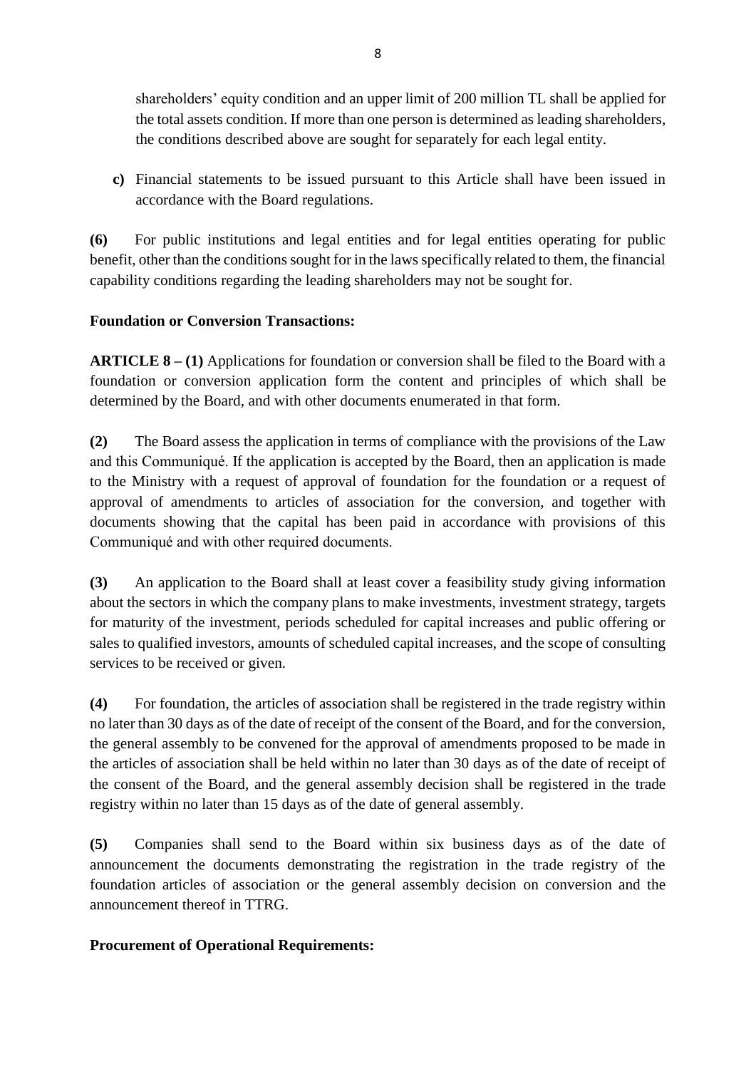shareholders' equity condition and an upper limit of 200 million TL shall be applied for the total assets condition. If more than one person is determined as leading shareholders, the conditions described above are sought for separately for each legal entity.

**c)** Financial statements to be issued pursuant to this Article shall have been issued in accordance with the Board regulations.

**(6)** For public institutions and legal entities and for legal entities operating for public benefit, other than the conditions sought for in the laws specifically related to them, the financial capability conditions regarding the leading shareholders may not be sought for.

**Foundation or Conversion Transactions:**

**ARTICLE 8 – (1)** Applications for foundation or conversion shall be filed to the Board with a foundation or conversion application form the content and principles of which shall be determined by the Board, and with other documents enumerated in that form.

**(2)** The Board assess the application in terms of compliance with the provisions of the Law and this Communiqué. If the application is accepted by the Board, then an application is made to the Ministry with a request of approval of foundation for the foundation or a request of approval of amendments to articles of association for the conversion, and together with documents showing that the capital has been paid in accordance with provisions of this Communiqué and with other required documents.

**(3)** An application to the Board shall at least cover a feasibility study giving information about the sectors in which the company plans to make investments, investment strategy, targets for maturity of the investment, periods scheduled for capital increases and public offering or sales to qualified investors, amounts of scheduled capital increases, and the scope of consulting services to be received or given.

**(4)** For foundation, the articles of association shall be registered in the trade registry within no later than 30 days as of the date of receipt of the consent of the Board, and for the conversion, the general assembly to be convened for the approval of amendments proposed to be made in the articles of association shall be held within no later than 30 days as of the date of receipt of the consent of the Board, and the general assembly decision shall be registered in the trade registry within no later than 15 days as of the date of general assembly.

**(5)** Companies shall send to the Board within six business days as of the date of announcement the documents demonstrating the registration in the trade registry of the foundation articles of association or the general assembly decision on conversion and the announcement thereof in TTRG.

**Procurement of Operational Requirements:**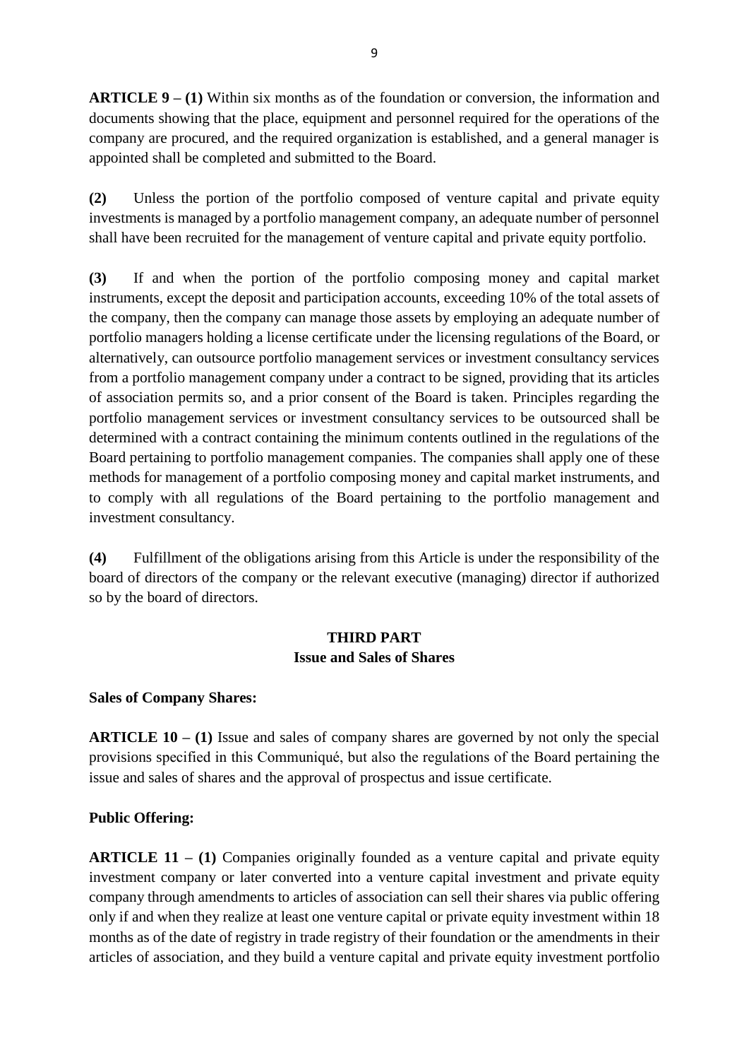**ARTICLE 9 – (1)** Within six months as of the foundation or conversion, the information and documents showing that the place, equipment and personnel required for the operations of the company are procured, and the required organization is established, and a general manager is appointed shall be completed and submitted to the Board.

**(2)** Unless the portion of the portfolio composed of venture capital and private equity investments is managed by a portfolio management company, an adequate number of personnel shall have been recruited for the management of venture capital and private equity portfolio.

**(3)** If and when the portion of the portfolio composing money and capital market instruments, except the deposit and participation accounts, exceeding 10% of the total assets of the company, then the company can manage those assets by employing an adequate number of portfolio managers holding a license certificate under the licensing regulations of the Board, or alternatively, can outsource portfolio management services or investment consultancy services from a portfolio management company under a contract to be signed, providing that its articles of association permits so, and a prior consent of the Board is taken. Principles regarding the portfolio management services or investment consultancy services to be outsourced shall be determined with a contract containing the minimum contents outlined in the regulations of the Board pertaining to portfolio management companies. The companies shall apply one of these methods for management of a portfolio composing money and capital market instruments, and to comply with all regulations of the Board pertaining to the portfolio management and investment consultancy.

**(4)** Fulfillment of the obligations arising from this Article is under the responsibility of the board of directors of the company or the relevant executive (managing) director if authorized so by the board of directors.

## THIRD PART
## Issue and Sales of Shares

**Sales of Company Shares:**

**ARTICLE 10 – (1)** Issue and sales of company shares are governed by not only the special provisions specified in this Communiqué, but also the regulations of the Board pertaining the issue and sales of shares and the approval of prospectus and issue certificate.

**Public Offering:**

**ARTICLE 11 – (1)** Companies originally founded as a venture capital and private equity investment company or later converted into a venture capital investment and private equity company through amendments to articles of association can sell their shares via public offering only if and when they realize at least one venture capital or private equity investment within 18 months as of the date of registry in trade registry of their foundation or the amendments in their articles of association, and they build a venture capital and private equity investment portfolio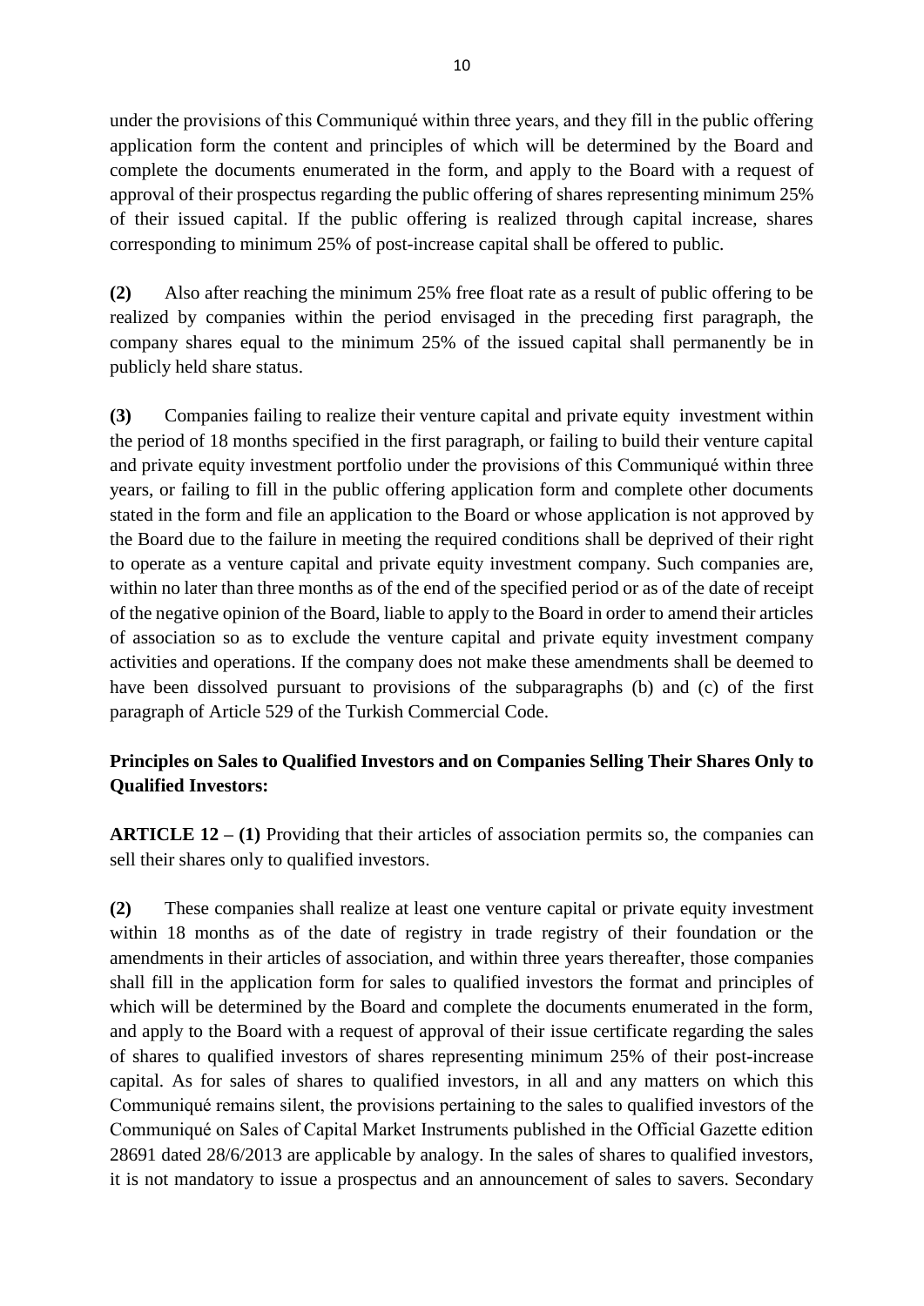under the provisions of this Communiqué within three years, and they fill in the public offering application form the content and principles of which will be determined by the Board and complete the documents enumerated in the form, and apply to the Board with a request of approval of their prospectus regarding the public offering of shares representing minimum 25% of their issued capital. If the public offering is realized through capital increase, shares corresponding to minimum 25% of post-increase capital shall be offered to public.

**(2)** Also after reaching the minimum 25% free float rate as a result of public offering to be realized by companies within the period envisaged in the preceding first paragraph, the company shares equal to the minimum 25% of the issued capital shall permanently be in publicly held share status.

**(3)** Companies failing to realize their venture capital and private equity investment within the period of 18 months specified in the first paragraph, or failing to build their venture capital and private equity investment portfolio under the provisions of this Communiqué within three years, or failing to fill in the public offering application form and complete other documents stated in the form and file an application to the Board or whose application is not approved by the Board due to the failure in meeting the required conditions shall be deprived of their right to operate as a venture capital and private equity investment company. Such companies are, within no later than three months as of the end of the specified period or as of the date of receipt of the negative opinion of the Board, liable to apply to the Board in order to amend their articles of association so as to exclude the venture capital and private equity investment company activities and operations. If the company does not make these amendments shall be deemed to have been dissolved pursuant to provisions of the subparagraphs (b) and (c) of the first paragraph of Article 529 of the Turkish Commercial Code.

**Principles on Sales to Qualified Investors and on Companies Selling Their Shares Only to Qualified Investors:**

**ARTICLE 12 – (1)** Providing that their articles of association permits so, the companies can sell their shares only to qualified investors.

**(2)** These companies shall realize at least one venture capital or private equity investment within 18 months as of the date of registry in trade registry of their foundation or the amendments in their articles of association, and within three years thereafter, those companies shall fill in the application form for sales to qualified investors the format and principles of which will be determined by the Board and complete the documents enumerated in the form, and apply to the Board with a request of approval of their issue certificate regarding the sales of shares to qualified investors of shares representing minimum 25% of their post-increase capital. As for sales of shares to qualified investors, in all and any matters on which this Communiqué remains silent, the provisions pertaining to the sales to qualified investors of the Communiqué on Sales of Capital Market Instruments published in the Official Gazette edition 28691 dated 28/6/2013 are applicable by analogy. In the sales of shares to qualified investors, it is not mandatory to issue a prospectus and an announcement of sales to savers. Secondary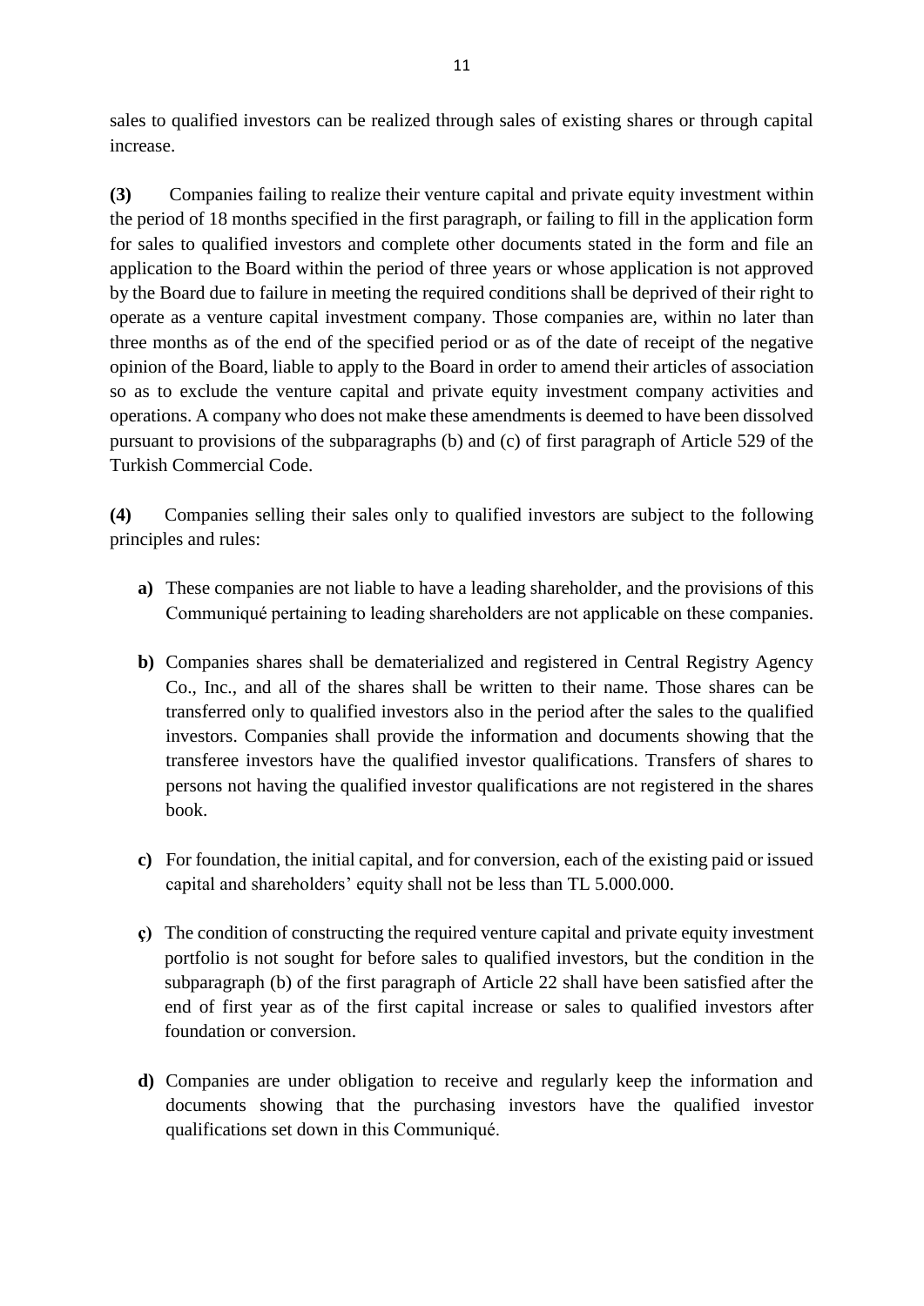sales to qualified investors can be realized through sales of existing shares or through capital increase.

**(3)** Companies failing to realize their venture capital and private equity investment within the period of 18 months specified in the first paragraph, or failing to fill in the application form for sales to qualified investors and complete other documents stated in the form and file an application to the Board within the period of three years or whose application is not approved by the Board due to failure in meeting the required conditions shall be deprived of their right to operate as a venture capital investment company. Those companies are, within no later than three months as of the end of the specified period or as of the date of receipt of the negative opinion of the Board, liable to apply to the Board in order to amend their articles of association so as to exclude the venture capital and private equity investment company activities and operations. A company who does not make these amendments is deemed to have been dissolved pursuant to provisions of the subparagraphs (b) and (c) of first paragraph of Article 529 of the Turkish Commercial Code.

**(4)** Companies selling their sales only to qualified investors are subject to the following principles and rules:

- **a)** These companies are not liable to have a leading shareholder, and the provisions of this Communiqué pertaining to leading shareholders are not applicable on these companies.
- **b)** Companies shares shall be dematerialized and registered in Central Registry Agency Co., Inc., and all of the shares shall be written to their name. Those shares can be transferred only to qualified investors also in the period after the sales to the qualified investors. Companies shall provide the information and documents showing that the transferee investors have the qualified investor qualifications. Transfers of shares to persons not having the qualified investor qualifications are not registered in the shares book.
- **c)** For foundation, the initial capital, and for conversion, each of the existing paid or issued capital and shareholders' equity shall not be less than TL 5.000.000.
- **ç)** The condition of constructing the required venture capital and private equity investment portfolio is not sought for before sales to qualified investors, but the condition in the subparagraph (b) of the first paragraph of Article 22 shall have been satisfied after the end of first year as of the first capital increase or sales to qualified investors after foundation or conversion.
- **d)** Companies are under obligation to receive and regularly keep the information and documents showing that the purchasing investors have the qualified investor qualifications set down in this Communiqué.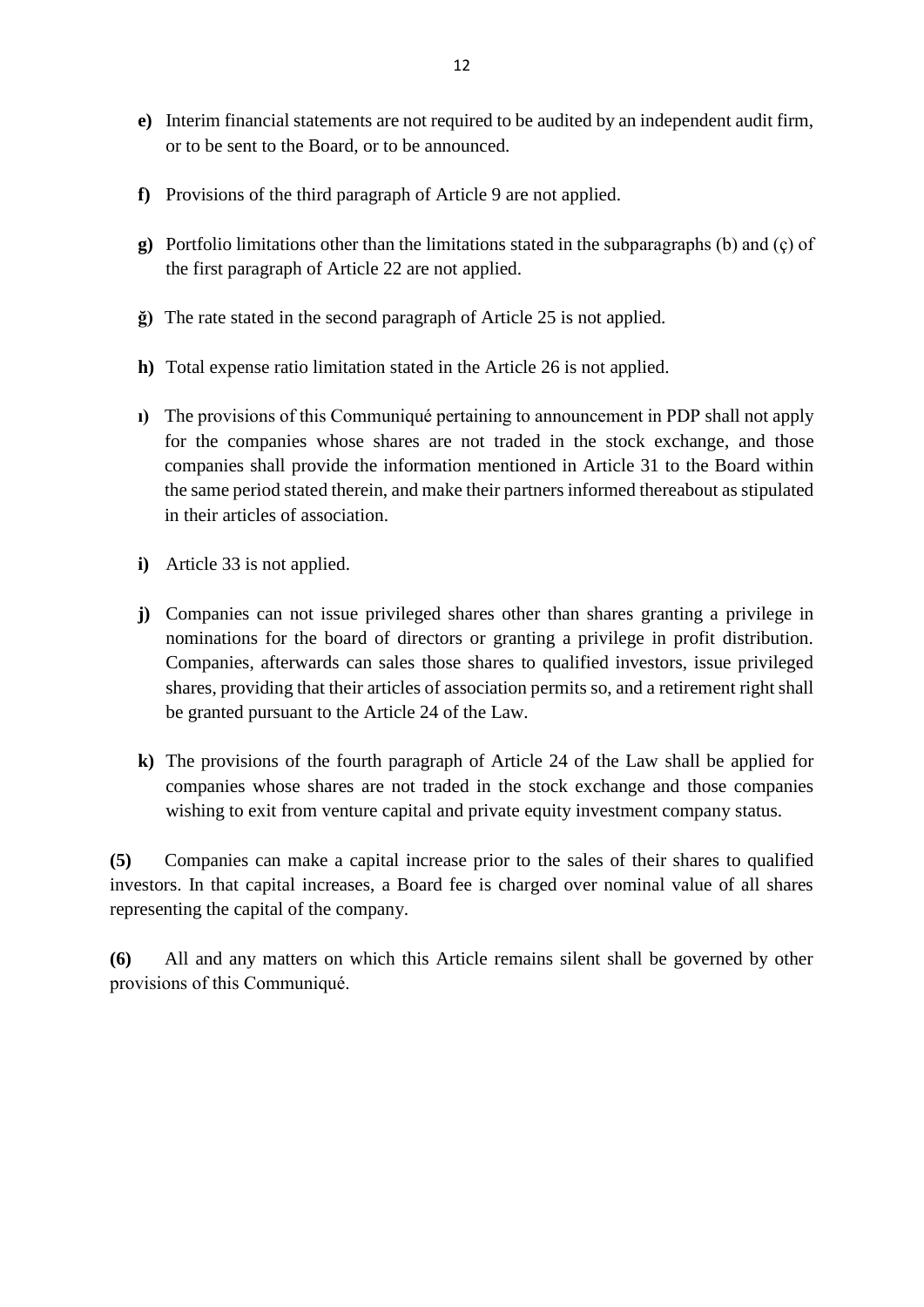**e)** Interim financial statements are not required to be audited by an independent audit firm, or to be sent to the Board, or to be announced.

**f)** Provisions of the third paragraph of Article 9 are not applied.

**g)** Portfolio limitations other than the limitations stated in the subparagraphs (b) and (ç) of the first paragraph of Article 22 are not applied.

**ğ)** The rate stated in the second paragraph of Article 25 is not applied.

**h)** Total expense ratio limitation stated in the Article 26 is not applied.

**ı)** The provisions of this Communiqué pertaining to announcement in PDP shall not apply for the companies whose shares are not traded in the stock exchange, and those companies shall provide the information mentioned in Article 31 to the Board within the same period stated therein, and make their partners informed thereabout as stipulated in their articles of association.

**i)** Article 33 is not applied.

**j)** Companies can not issue privileged shares other than shares granting a privilege in nominations for the board of directors or granting a privilege in profit distribution. Companies, afterwards can sales those shares to qualified investors, issue privileged shares, providing that their articles of association permits so, and a retirement right shall be granted pursuant to the Article 24 of the Law.

**k)** The provisions of the fourth paragraph of Article 24 of the Law shall be applied for companies whose shares are not traded in the stock exchange and those companies wishing to exit from venture capital and private equity investment company status.

**(5)** Companies can make a capital increase prior to the sales of their shares to qualified investors. In that capital increases, a Board fee is charged over nominal value of all shares representing the capital of the company.

**(6)** All and any matters on which this Article remains silent shall be governed by other provisions of this Communiqué.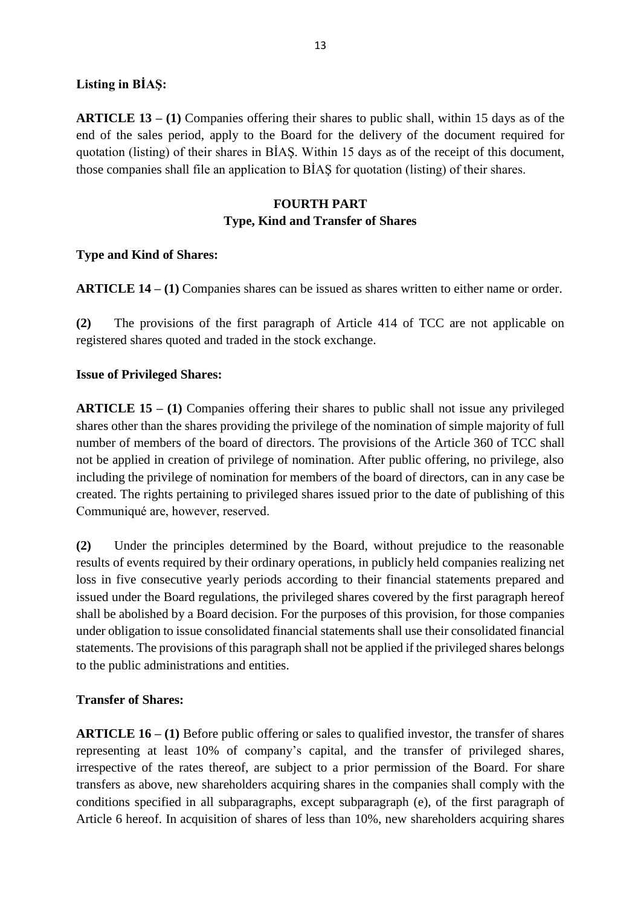**Listing in BİAŞ:**

**ARTICLE 13 – (1)** Companies offering their shares to public shall, within 15 days as of the end of the sales period, apply to the Board for the delivery of the document required for quotation (listing) of their shares in BİAŞ. Within 15 days as of the receipt of this document, those companies shall file an application to BİAŞ for quotation (listing) of their shares.

## FOURTH PART
## Type, Kind and Transfer of Shares

**Type and Kind of Shares:**

**ARTICLE 14 – (1)** Companies shares can be issued as shares written to either name or order.

**(2)** The provisions of the first paragraph of Article 414 of TCC are not applicable on registered shares quoted and traded in the stock exchange.

**Issue of Privileged Shares:**

**ARTICLE 15 – (1)** Companies offering their shares to public shall not issue any privileged shares other than the shares providing the privilege of the nomination of simple majority of full number of members of the board of directors. The provisions of the Article 360 of TCC shall not be applied in creation of privilege of nomination. After public offering, no privilege, also including the privilege of nomination for members of the board of directors, can in any case be created. The rights pertaining to privileged shares issued prior to the date of publishing of this Communiqué are, however, reserved.

**(2)** Under the principles determined by the Board, without prejudice to the reasonable results of events required by their ordinary operations, in publicly held companies realizing net loss in five consecutive yearly periods according to their financial statements prepared and issued under the Board regulations, the privileged shares covered by the first paragraph hereof shall be abolished by a Board decision. For the purposes of this provision, for those companies under obligation to issue consolidated financial statements shall use their consolidated financial statements. The provisions of this paragraph shall not be applied if the privileged shares belongs to the public administrations and entities.

**Transfer of Shares:**

**ARTICLE 16 – (1)** Before public offering or sales to qualified investor, the transfer of shares representing at least 10% of company's capital, and the transfer of privileged shares, irrespective of the rates thereof, are subject to a prior permission of the Board. For share transfers as above, new shareholders acquiring shares in the companies shall comply with the conditions specified in all subparagraphs, except subparagraph (e), of the first paragraph of Article 6 hereof. In acquisition of shares of less than 10%, new shareholders acquiring shares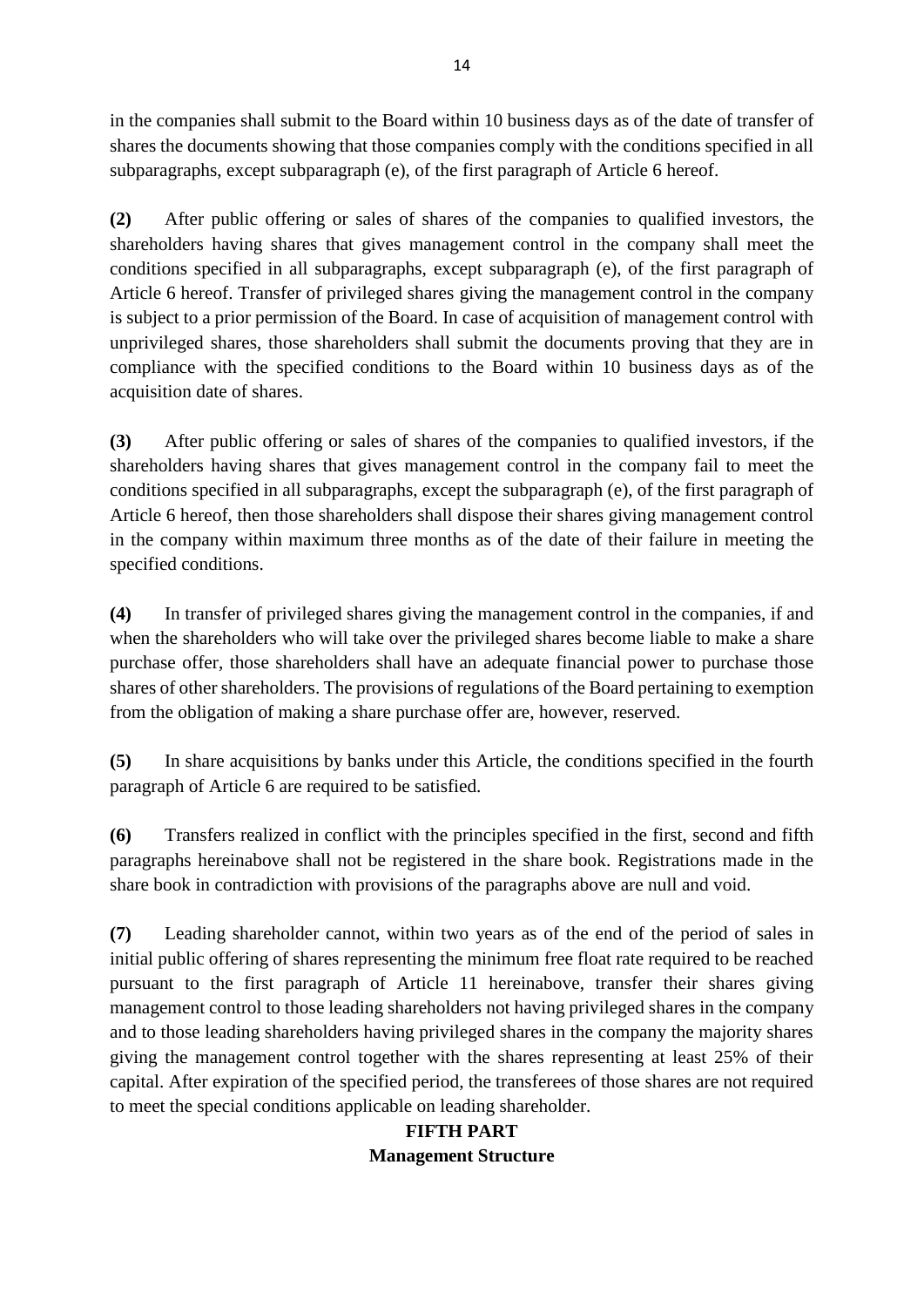in the companies shall submit to the Board within 10 business days as of the date of transfer of shares the documents showing that those companies comply with the conditions specified in all subparagraphs, except subparagraph (e), of the first paragraph of Article 6 hereof.

**(2)** After public offering or sales of shares of the companies to qualified investors, the shareholders having shares that gives management control in the company shall meet the conditions specified in all subparagraphs, except subparagraph (e), of the first paragraph of Article 6 hereof. Transfer of privileged shares giving the management control in the company is subject to a prior permission of the Board. In case of acquisition of management control with unprivileged shares, those shareholders shall submit the documents proving that they are in compliance with the specified conditions to the Board within 10 business days as of the acquisition date of shares.

**(3)** After public offering or sales of shares of the companies to qualified investors, if the shareholders having shares that gives management control in the company fail to meet the conditions specified in all subparagraphs, except the subparagraph (e), of the first paragraph of Article 6 hereof, then those shareholders shall dispose their shares giving management control in the company within maximum three months as of the date of their failure in meeting the specified conditions.

**(4)** In transfer of privileged shares giving the management control in the companies, if and when the shareholders who will take over the privileged shares become liable to make a share purchase offer, those shareholders shall have an adequate financial power to purchase those shares of other shareholders. The provisions of regulations of the Board pertaining to exemption from the obligation of making a share purchase offer are, however, reserved.

**(5)** In share acquisitions by banks under this Article, the conditions specified in the fourth paragraph of Article 6 are required to be satisfied.

**(6)** Transfers realized in conflict with the principles specified in the first, second and fifth paragraphs hereinabove shall not be registered in the share book. Registrations made in the share book in contradiction with provisions of the paragraphs above are null and void.

**(7)** Leading shareholder cannot, within two years as of the end of the period of sales in initial public offering of shares representing the minimum free float rate required to be reached pursuant to the first paragraph of Article 11 hereinabove, transfer their shares giving management control to those leading shareholders not having privileged shares in the company and to those leading shareholders having privileged shares in the company the majority shares giving the management control together with the shares representing at least 25% of their capital. After expiration of the specified period, the transferees of those shares are not required to meet the special conditions applicable on leading shareholder.

## FIFTH PART
## Management Structure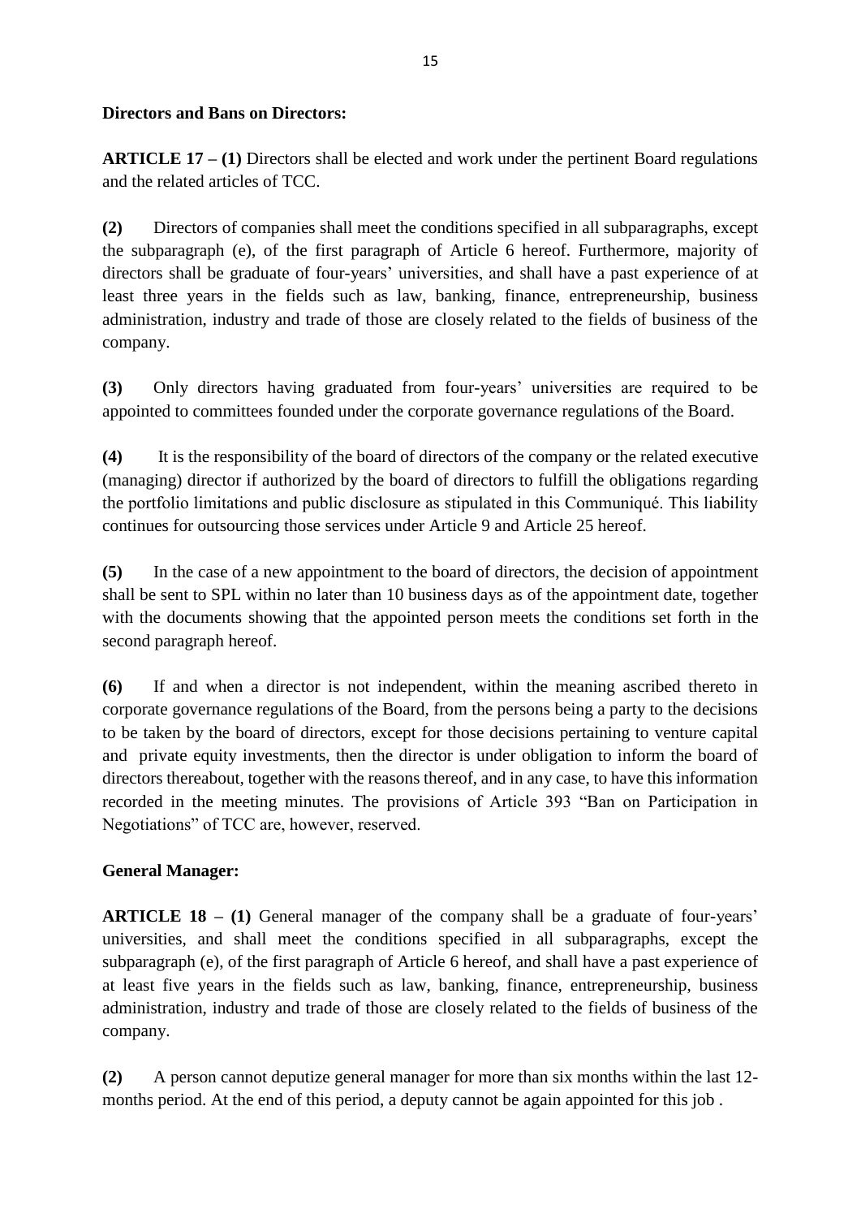**Directors and Bans on Directors:**

**ARTICLE 17 – (1)** Directors shall be elected and work under the pertinent Board regulations and the related articles of TCC.

**(2)** Directors of companies shall meet the conditions specified in all subparagraphs, except the subparagraph (e), of the first paragraph of Article 6 hereof. Furthermore, majority of directors shall be graduate of four-years' universities, and shall have a past experience of at least three years in the fields such as law, banking, finance, entrepreneurship, business administration, industry and trade of those are closely related to the fields of business of the company.

**(3)** Only directors having graduated from four-years' universities are required to be appointed to committees founded under the corporate governance regulations of the Board.

**(4)** It is the responsibility of the board of directors of the company or the related executive (managing) director if authorized by the board of directors to fulfill the obligations regarding the portfolio limitations and public disclosure as stipulated in this Communiqué. This liability continues for outsourcing those services under Article 9 and Article 25 hereof.

**(5)** In the case of a new appointment to the board of directors, the decision of appointment shall be sent to SPL within no later than 10 business days as of the appointment date, together with the documents showing that the appointed person meets the conditions set forth in the second paragraph hereof.

**(6)** If and when a director is not independent, within the meaning ascribed thereto in corporate governance regulations of the Board, from the persons being a party to the decisions to be taken by the board of directors, except for those decisions pertaining to venture capital and private equity investments, then the director is under obligation to inform the board of directors thereabout, together with the reasons thereof, and in any case, to have this information recorded in the meeting minutes. The provisions of Article 393 "Ban on Participation in Negotiations" of TCC are, however, reserved.

**General Manager:**

**ARTICLE 18 – (1)** General manager of the company shall be a graduate of four-years' universities, and shall meet the conditions specified in all subparagraphs, except the subparagraph (e), of the first paragraph of Article 6 hereof, and shall have a past experience of at least five years in the fields such as law, banking, finance, entrepreneurship, business administration, industry and trade of those are closely related to the fields of business of the company.

**(2)** A person cannot deputize general manager for more than six months within the last 12-months period. At the end of this period, a deputy cannot be again appointed for this job .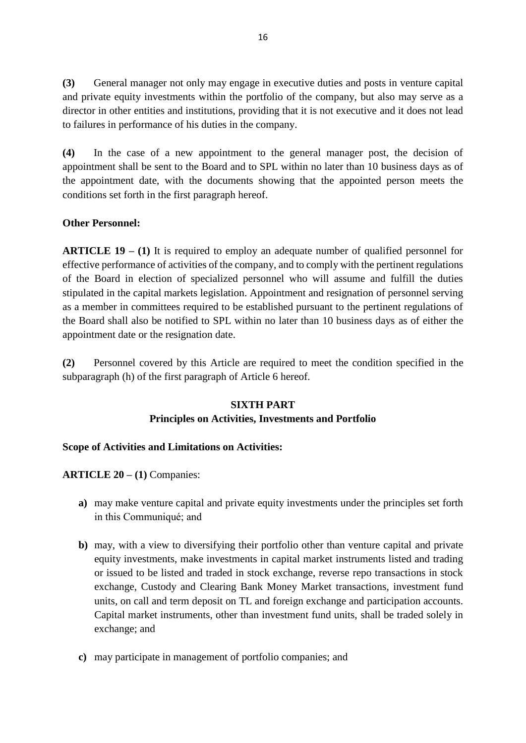**(3)** General manager not only may engage in executive duties and posts in venture capital and private equity investments within the portfolio of the company, but also may serve as a director in other entities and institutions, providing that it is not executive and it does not lead to failures in performance of his duties in the company.

**(4)** In the case of a new appointment to the general manager post, the decision of appointment shall be sent to the Board and to SPL within no later than 10 business days as of the appointment date, with the documents showing that the appointed person meets the conditions set forth in the first paragraph hereof.

**Other Personnel:**

**ARTICLE 19 – (1)** It is required to employ an adequate number of qualified personnel for effective performance of activities of the company, and to comply with the pertinent regulations of the Board in election of specialized personnel who will assume and fulfill the duties stipulated in the capital markets legislation. Appointment and resignation of personnel serving as a member in committees required to be established pursuant to the pertinent regulations of the Board shall also be notified to SPL within no later than 10 business days as of either the appointment date or the resignation date.

**(2)** Personnel covered by this Article are required to meet the condition specified in the subparagraph (h) of the first paragraph of Article 6 hereof.

## SIXTH PART
## Principles on Activities, Investments and Portfolio

**Scope of Activities and Limitations on Activities:**

**ARTICLE 20 – (1)** Companies:

- **a)** may make venture capital and private equity investments under the principles set forth in this Communiqué; and
- **b)** may, with a view to diversifying their portfolio other than venture capital and private equity investments, make investments in capital market instruments listed and trading or issued to be listed and traded in stock exchange, reverse repo transactions in stock exchange, Custody and Clearing Bank Money Market transactions, investment fund units, on call and term deposit on TL and foreign exchange and participation accounts. Capital market instruments, other than investment fund units, shall be traded solely in exchange; and
- **c)** may participate in management of portfolio companies; and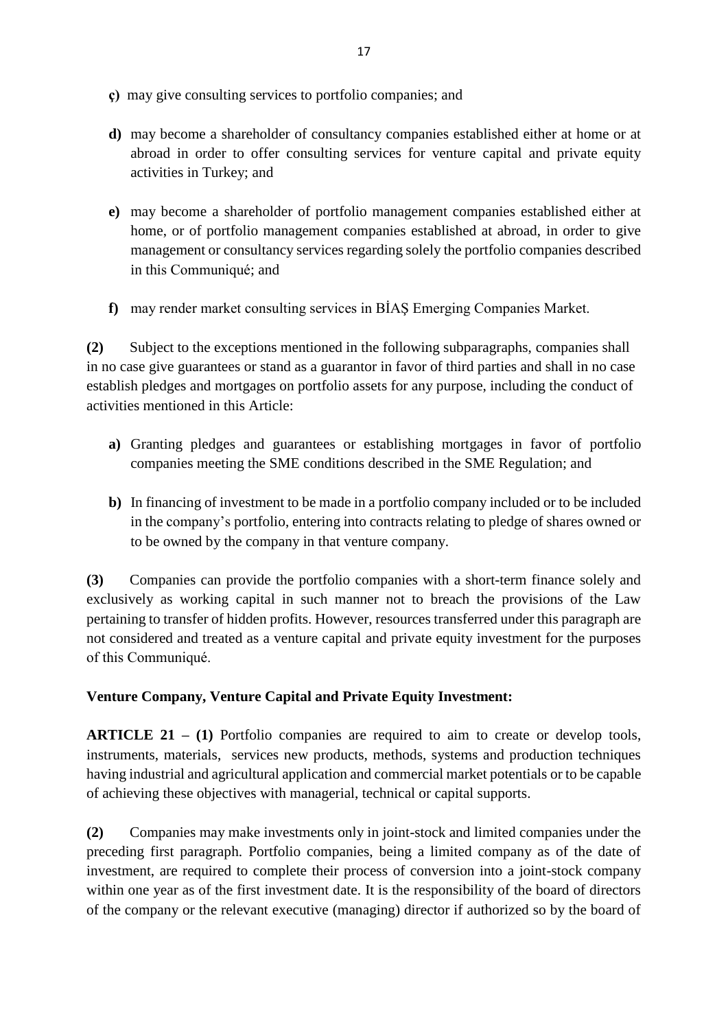**ç)** may give consulting services to portfolio companies; and

**d)** may become a shareholder of consultancy companies established either at home or at abroad in order to offer consulting services for venture capital and private equity activities in Turkey; and

**e)** may become a shareholder of portfolio management companies established either at home, or of portfolio management companies established at abroad, in order to give management or consultancy services regarding solely the portfolio companies described in this Communiqué; and

**f)** may render market consulting services in BİAŞ Emerging Companies Market.

**(2)** Subject to the exceptions mentioned in the following subparagraphs, companies shall in no case give guarantees or stand as a guarantor in favor of third parties and shall in no case establish pledges and mortgages on portfolio assets for any purpose, including the conduct of activities mentioned in this Article:

**a)** Granting pledges and guarantees or establishing mortgages in favor of portfolio companies meeting the SME conditions described in the SME Regulation; and

**b)** In financing of investment to be made in a portfolio company included or to be included in the company's portfolio, entering into contracts relating to pledge of shares owned or to be owned by the company in that venture company.

**(3)** Companies can provide the portfolio companies with a short-term finance solely and exclusively as working capital in such manner not to breach the provisions of the Law pertaining to transfer of hidden profits. However, resources transferred under this paragraph are not considered and treated as a venture capital and private equity investment for the purposes of this Communiqué.

**Venture Company, Venture Capital and Private Equity Investment:**

**ARTICLE 21 – (1)** Portfolio companies are required to aim to create or develop tools, instruments, materials, services new products, methods, systems and production techniques having industrial and agricultural application and commercial market potentials or to be capable of achieving these objectives with managerial, technical or capital supports.

**(2)** Companies may make investments only in joint-stock and limited companies under the preceding first paragraph. Portfolio companies, being a limited company as of the date of investment, are required to complete their process of conversion into a joint-stock company within one year as of the first investment date. It is the responsibility of the board of directors of the company or the relevant executive (managing) director if authorized so by the board of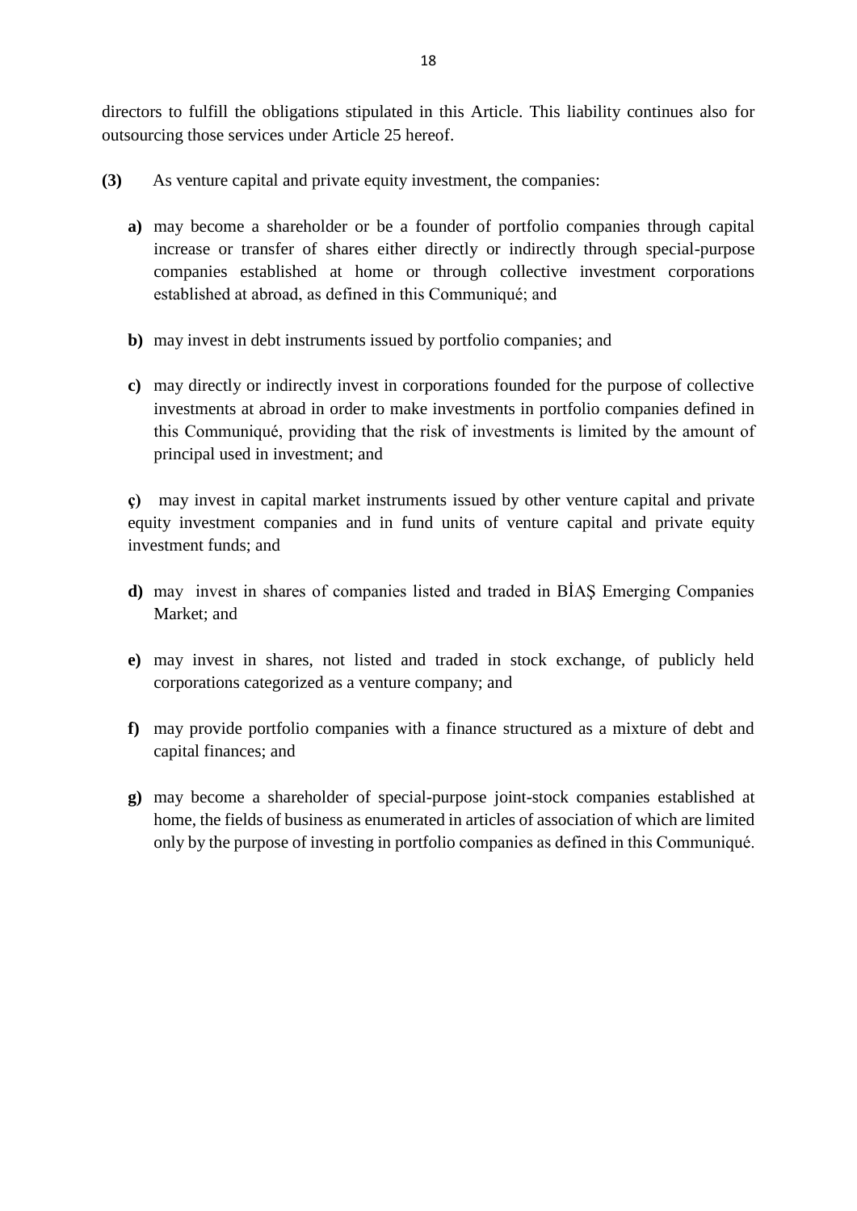directors to fulfill the obligations stipulated in this Article. This liability continues also for outsourcing those services under Article 25 hereof.

**(3)** As venture capital and private equity investment, the companies:

**a)** may become a shareholder or be a founder of portfolio companies through capital increase or transfer of shares either directly or indirectly through special-purpose companies established at home or through collective investment corporations established at abroad, as defined in this Communiqué; and

**b)** may invest in debt instruments issued by portfolio companies; and

**c)** may directly or indirectly invest in corporations founded for the purpose of collective investments at abroad in order to make investments in portfolio companies defined in this Communiqué, providing that the risk of investments is limited by the amount of principal used in investment; and

**ç)** may invest in capital market instruments issued by other venture capital and private equity investment companies and in fund units of venture capital and private equity investment funds; and

**d)** may invest in shares of companies listed and traded in BİAŞ Emerging Companies Market; and

**e)** may invest in shares, not listed and traded in stock exchange, of publicly held corporations categorized as a venture company; and

**f)** may provide portfolio companies with a finance structured as a mixture of debt and capital finances; and

**g)** may become a shareholder of special-purpose joint-stock companies established at home, the fields of business as enumerated in articles of association of which are limited only by the purpose of investing in portfolio companies as defined in this Communiqué.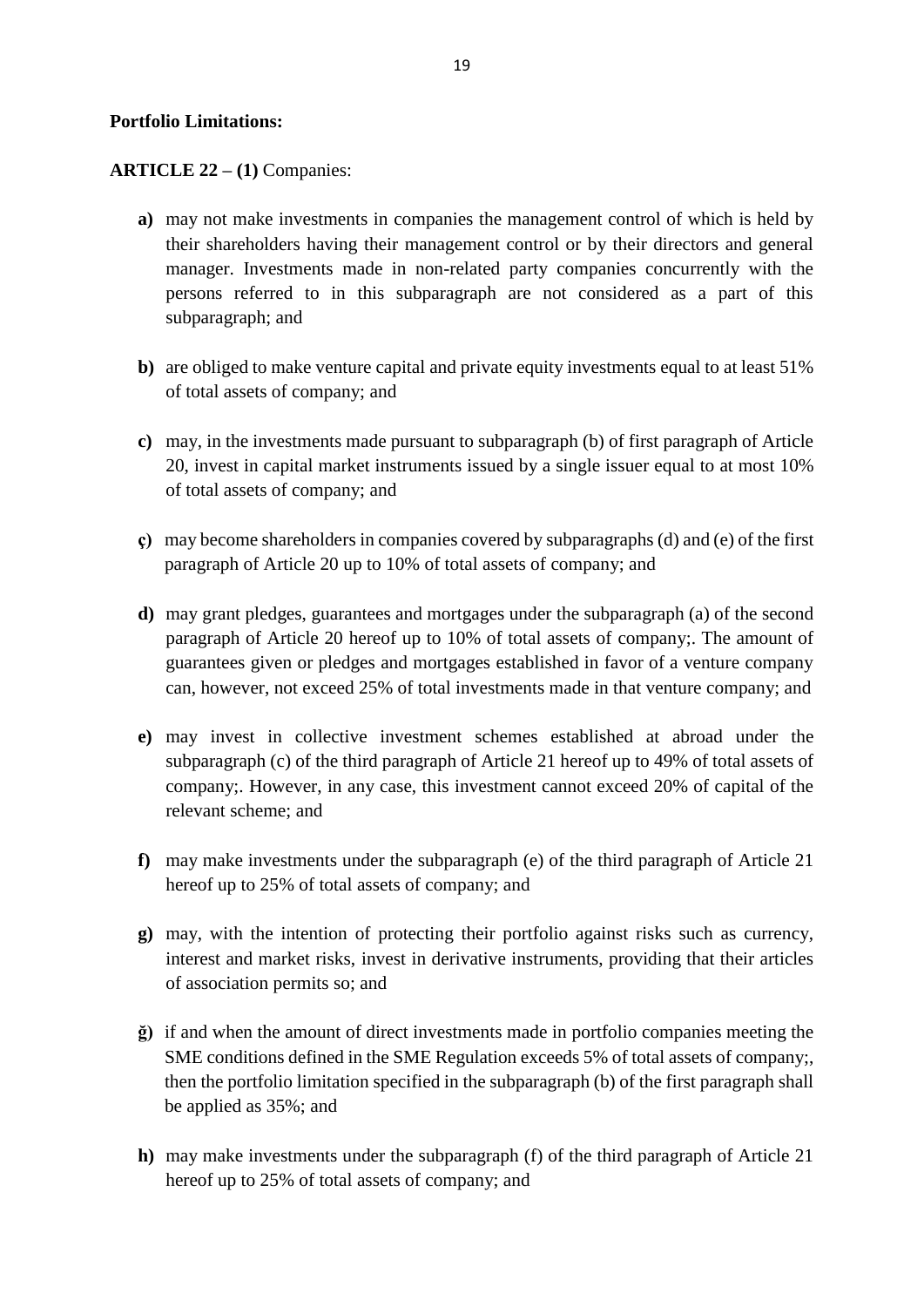**Portfolio Limitations:**

**ARTICLE 22 – (1)** Companies:

**a)** may not make investments in companies the management control of which is held by their shareholders having their management control or by their directors and general manager. Investments made in non-related party companies concurrently with the persons referred to in this subparagraph are not considered as a part of this subparagraph; and

**b)** are obliged to make venture capital and private equity investments equal to at least 51% of total assets of company; and

**c)** may, in the investments made pursuant to subparagraph (b) of first paragraph of Article 20, invest in capital market instruments issued by a single issuer equal to at most 10% of total assets of company; and

**ç)** may become shareholders in companies covered by subparagraphs (d) and (e) of the first paragraph of Article 20 up to 10% of total assets of company; and

**d)** may grant pledges, guarantees and mortgages under the subparagraph (a) of the second paragraph of Article 20 hereof up to 10% of total assets of company;. The amount of guarantees given or pledges and mortgages established in favor of a venture company can, however, not exceed 25% of total investments made in that venture company; and

**e)** may invest in collective investment schemes established at abroad under the subparagraph (c) of the third paragraph of Article 21 hereof up to 49% of total assets of company;. However, in any case, this investment cannot exceed 20% of capital of the relevant scheme; and

**f)** may make investments under the subparagraph (e) of the third paragraph of Article 21 hereof up to 25% of total assets of company; and

**g)** may, with the intention of protecting their portfolio against risks such as currency, interest and market risks, invest in derivative instruments, providing that their articles of association permits so; and

**ğ)** if and when the amount of direct investments made in portfolio companies meeting the SME conditions defined in the SME Regulation exceeds 5% of total assets of company;, then the portfolio limitation specified in the subparagraph (b) of the first paragraph shall be applied as 35%; and

**h)** may make investments under the subparagraph (f) of the third paragraph of Article 21 hereof up to 25% of total assets of company; and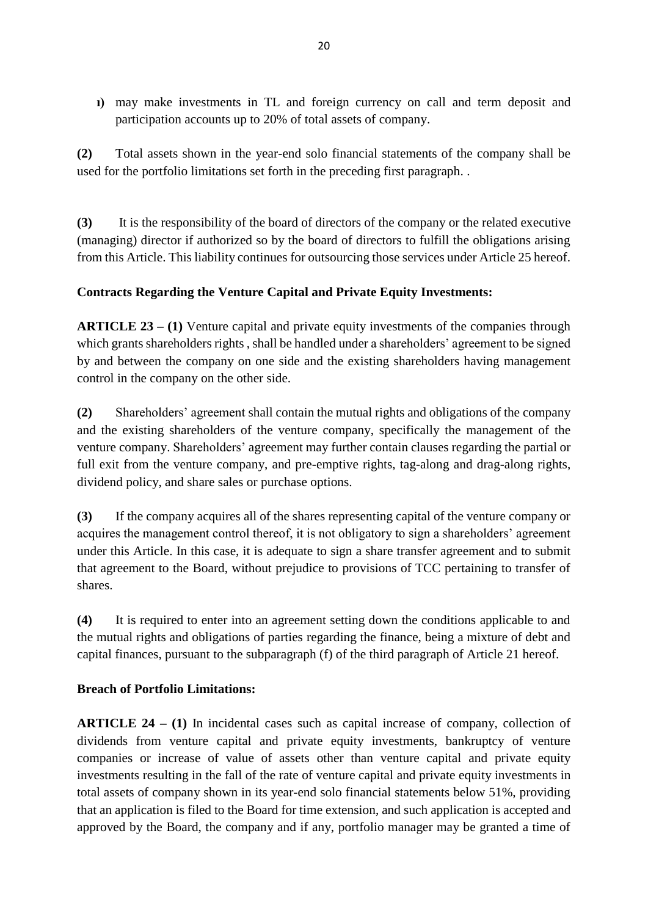**ı)** may make investments in TL and foreign currency on call and term deposit and participation accounts up to 20% of total assets of company.

**(2)** Total assets shown in the year-end solo financial statements of the company shall be used for the portfolio limitations set forth in the preceding first paragraph. .

**(3)** It is the responsibility of the board of directors of the company or the related executive (managing) director if authorized so by the board of directors to fulfill the obligations arising from this Article. This liability continues for outsourcing those services under Article 25 hereof.

**Contracts Regarding the Venture Capital and Private Equity Investments:**

**ARTICLE 23 – (1)** Venture capital and private equity investments of the companies through which grants shareholders rights , shall be handled under a shareholders' agreement to be signed by and between the company on one side and the existing shareholders having management control in the company on the other side.

**(2)** Shareholders' agreement shall contain the mutual rights and obligations of the company and the existing shareholders of the venture company, specifically the management of the venture company. Shareholders' agreement may further contain clauses regarding the partial or full exit from the venture company, and pre-emptive rights, tag-along and drag-along rights, dividend policy, and share sales or purchase options.

**(3)** If the company acquires all of the shares representing capital of the venture company or acquires the management control thereof, it is not obligatory to sign a shareholders' agreement under this Article. In this case, it is adequate to sign a share transfer agreement and to submit that agreement to the Board, without prejudice to provisions of TCC pertaining to transfer of shares.

**(4)** It is required to enter into an agreement setting down the conditions applicable to and the mutual rights and obligations of parties regarding the finance, being a mixture of debt and capital finances, pursuant to the subparagraph (f) of the third paragraph of Article 21 hereof.

**Breach of Portfolio Limitations:**

**ARTICLE 24 – (1)** In incidental cases such as capital increase of company, collection of dividends from venture capital and private equity investments, bankruptcy of venture companies or increase of value of assets other than venture capital and private equity investments resulting in the fall of the rate of venture capital and private equity investments in total assets of company shown in its year-end solo financial statements below 51%, providing that an application is filed to the Board for time extension, and such application is accepted and approved by the Board, the company and if any, portfolio manager may be granted a time of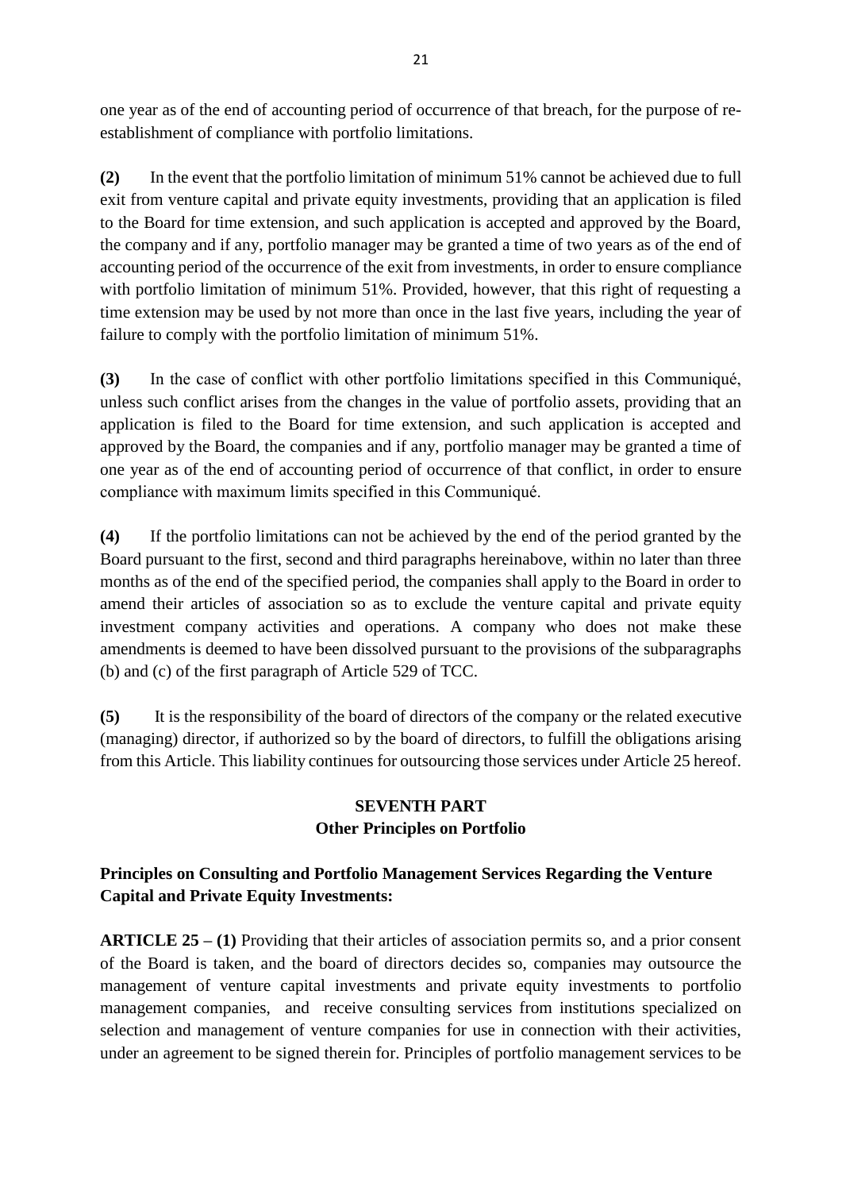one year as of the end of accounting period of occurrence of that breach, for the purpose of re-establishment of compliance with portfolio limitations.

**(2)** In the event that the portfolio limitation of minimum 51% cannot be achieved due to full exit from venture capital and private equity investments, providing that an application is filed to the Board for time extension, and such application is accepted and approved by the Board, the company and if any, portfolio manager may be granted a time of two years as of the end of accounting period of the occurrence of the exit from investments, in order to ensure compliance with portfolio limitation of minimum 51%. Provided, however, that this right of requesting a time extension may be used by not more than once in the last five years, including the year of failure to comply with the portfolio limitation of minimum 51%.

**(3)** In the case of conflict with other portfolio limitations specified in this Communiqué, unless such conflict arises from the changes in the value of portfolio assets, providing that an application is filed to the Board for time extension, and such application is accepted and approved by the Board, the companies and if any, portfolio manager may be granted a time of one year as of the end of accounting period of occurrence of that conflict, in order to ensure compliance with maximum limits specified in this Communiqué.

**(4)** If the portfolio limitations can not be achieved by the end of the period granted by the Board pursuant to the first, second and third paragraphs hereinabove, within no later than three months as of the end of the specified period, the companies shall apply to the Board in order to amend their articles of association so as to exclude the venture capital and private equity investment company activities and operations. A company who does not make these amendments is deemed to have been dissolved pursuant to the provisions of the subparagraphs (b) and (c) of the first paragraph of Article 529 of TCC.

**(5)** It is the responsibility of the board of directors of the company or the related executive (managing) director, if authorized so by the board of directors, to fulfill the obligations arising from this Article. This liability continues for outsourcing those services under Article 25 hereof.

## SEVENTH PART
## Other Principles on Portfolio

### Principles on Consulting and Portfolio Management Services Regarding the Venture Capital and Private Equity Investments:

**ARTICLE 25 – (1)** Providing that their articles of association permits so, and a prior consent of the Board is taken, and the board of directors decides so, companies may outsource the management of venture capital investments and private equity investments to portfolio management companies, and receive consulting services from institutions specialized on selection and management of venture companies for use in connection with their activities, under an agreement to be signed therein for. Principles of portfolio management services to be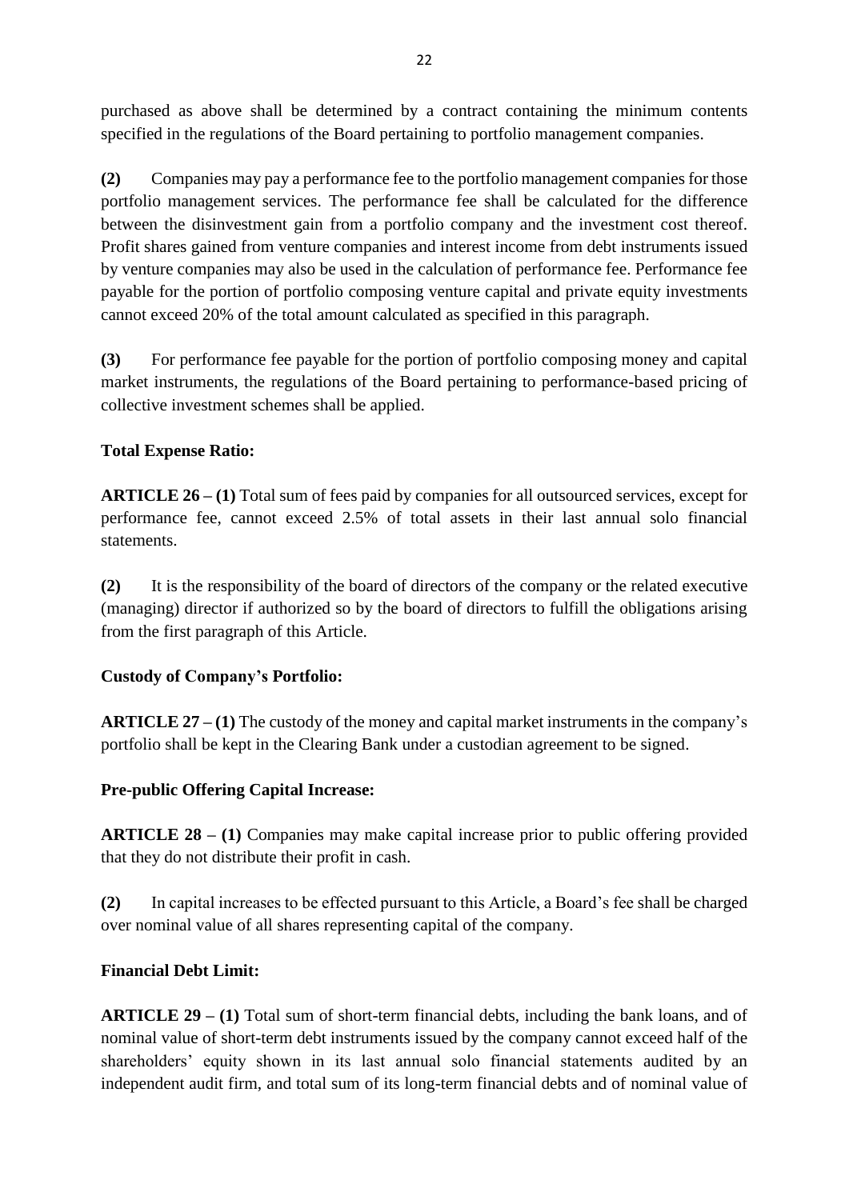purchased as above shall be determined by a contract containing the minimum contents specified in the regulations of the Board pertaining to portfolio management companies.

**(2)** Companies may pay a performance fee to the portfolio management companies for those portfolio management services. The performance fee shall be calculated for the difference between the disinvestment gain from a portfolio company and the investment cost thereof. Profit shares gained from venture companies and interest income from debt instruments issued by venture companies may also be used in the calculation of performance fee. Performance fee payable for the portion of portfolio composing venture capital and private equity investments cannot exceed 20% of the total amount calculated as specified in this paragraph.

**(3)** For performance fee payable for the portion of portfolio composing money and capital market instruments, the regulations of the Board pertaining to performance-based pricing of collective investment schemes shall be applied.

**Total Expense Ratio:**

**ARTICLE 26 – (1)** Total sum of fees paid by companies for all outsourced services, except for performance fee, cannot exceed 2.5% of total assets in their last annual solo financial statements.

**(2)** It is the responsibility of the board of directors of the company or the related executive (managing) director if authorized so by the board of directors to fulfill the obligations arising from the first paragraph of this Article.

**Custody of Company's Portfolio:**

**ARTICLE 27 – (1)** The custody of the money and capital market instruments in the company's portfolio shall be kept in the Clearing Bank under a custodian agreement to be signed.

**Pre-public Offering Capital Increase:**

**ARTICLE 28 – (1)** Companies may make capital increase prior to public offering provided that they do not distribute their profit in cash.

**(2)** In capital increases to be effected pursuant to this Article, a Board's fee shall be charged over nominal value of all shares representing capital of the company.

**Financial Debt Limit:**

**ARTICLE 29 – (1)** Total sum of short-term financial debts, including the bank loans, and of nominal value of short-term debt instruments issued by the company cannot exceed half of the shareholders' equity shown in its last annual solo financial statements audited by an independent audit firm, and total sum of its long-term financial debts and of nominal value of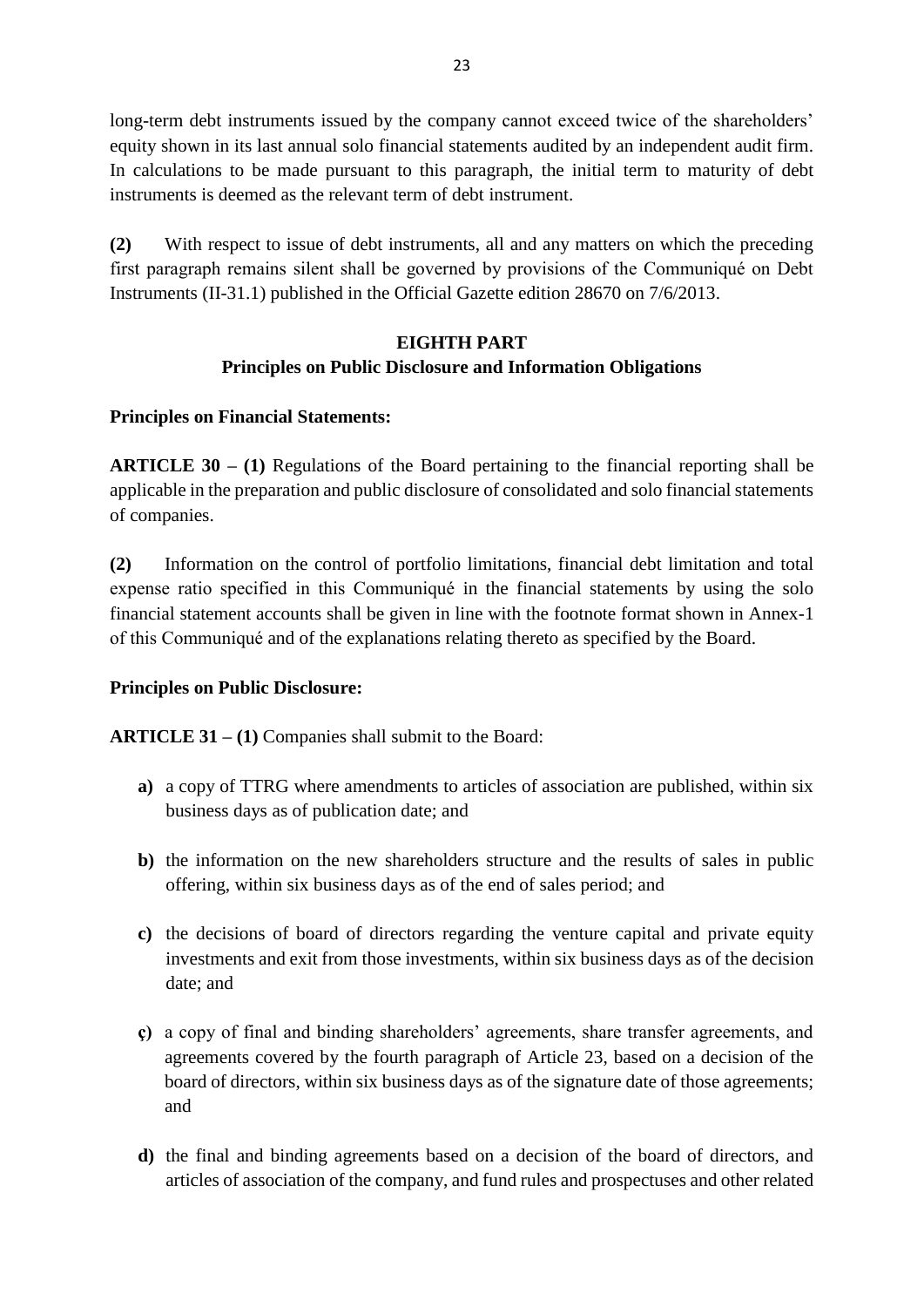long-term debt instruments issued by the company cannot exceed twice of the shareholders' equity shown in its last annual solo financial statements audited by an independent audit firm. In calculations to be made pursuant to this paragraph, the initial term to maturity of debt instruments is deemed as the relevant term of debt instrument.

**(2)** With respect to issue of debt instruments, all and any matters on which the preceding first paragraph remains silent shall be governed by provisions of the Communiqué on Debt Instruments (II-31.1) published in the Official Gazette edition 28670 on 7/6/2013.

## EIGHTH PART
## Principles on Public Disclosure and Information Obligations

**Principles on Financial Statements:**

**ARTICLE 30 – (1)** Regulations of the Board pertaining to the financial reporting shall be applicable in the preparation and public disclosure of consolidated and solo financial statements of companies.

**(2)** Information on the control of portfolio limitations, financial debt limitation and total expense ratio specified in this Communiqué in the financial statements by using the solo financial statement accounts shall be given in line with the footnote format shown in Annex-1 of this Communiqué and of the explanations relating thereto as specified by the Board.

**Principles on Public Disclosure:**

**ARTICLE 31 – (1)** Companies shall submit to the Board:

**a)** a copy of TTRG where amendments to articles of association are published, within six business days as of publication date; and

**b)** the information on the new shareholders structure and the results of sales in public offering, within six business days as of the end of sales period; and

**c)** the decisions of board of directors regarding the venture capital and private equity investments and exit from those investments, within six business days as of the decision date; and

**ç)** a copy of final and binding shareholders' agreements, share transfer agreements, and agreements covered by the fourth paragraph of Article 23, based on a decision of the board of directors, within six business days as of the signature date of those agreements; and

**d)** the final and binding agreements based on a decision of the board of directors, and articles of association of the company, and fund rules and prospectuses and other related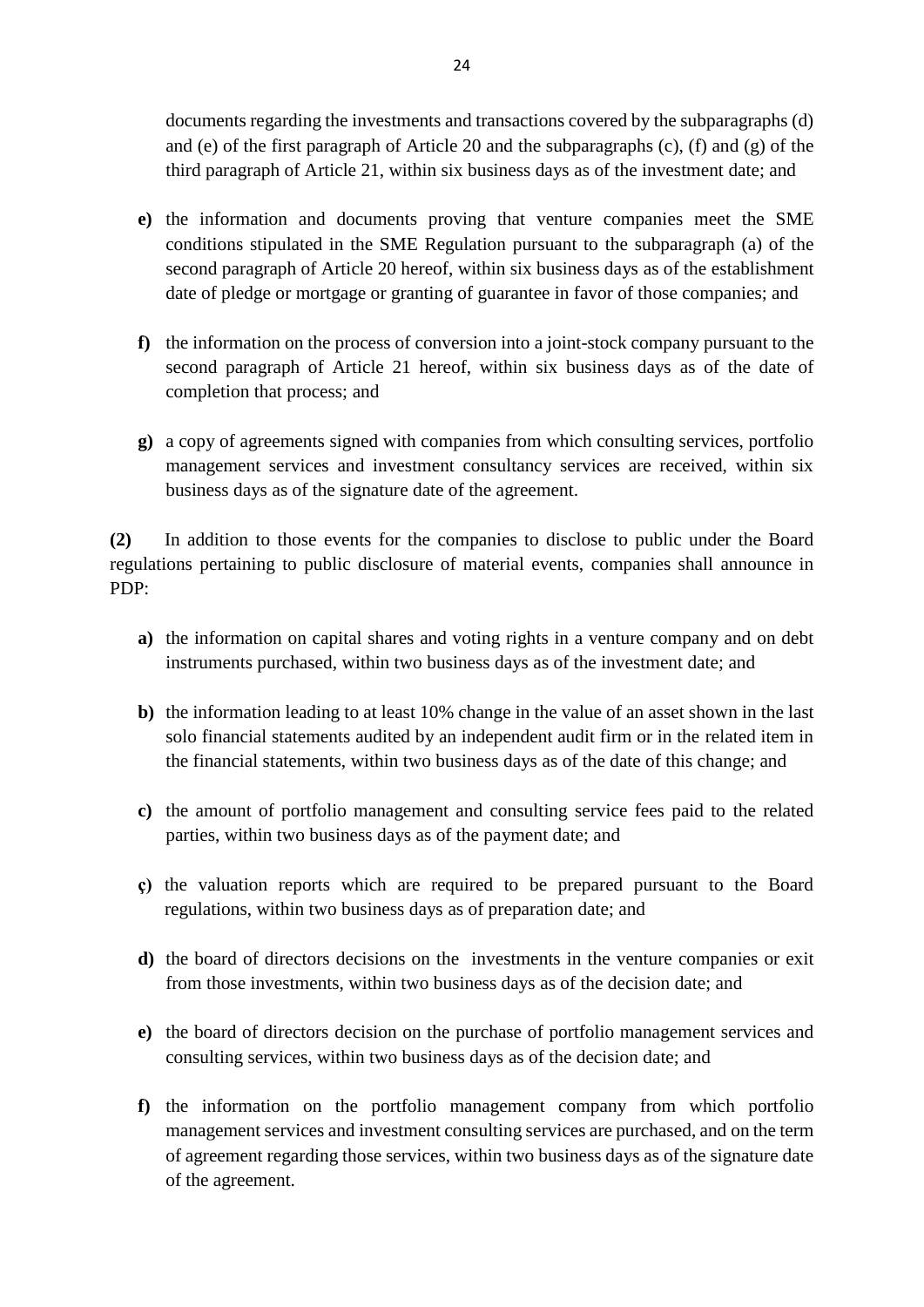documents regarding the investments and transactions covered by the subparagraphs (d) and (e) of the first paragraph of Article 20 and the subparagraphs (c), (f) and (g) of the third paragraph of Article 21, within six business days as of the investment date; and

- **e)** the information and documents proving that venture companies meet the SME conditions stipulated in the SME Regulation pursuant to the subparagraph (a) of the second paragraph of Article 20 hereof, within six business days as of the establishment date of pledge or mortgage or granting of guarantee in favor of those companies; and

- **f)** the information on the process of conversion into a joint-stock company pursuant to the second paragraph of Article 21 hereof, within six business days as of the date of completion that process; and

- **g)** a copy of agreements signed with companies from which consulting services, portfolio management services and investment consultancy services are received, within six business days as of the signature date of the agreement.

**(2)** In addition to those events for the companies to disclose to public under the Board regulations pertaining to public disclosure of material events, companies shall announce in PDP:

- **a)** the information on capital shares and voting rights in a venture company and on debt instruments purchased, within two business days as of the investment date; and

- **b)** the information leading to at least 10% change in the value of an asset shown in the last solo financial statements audited by an independent audit firm or in the related item in the financial statements, within two business days as of the date of this change; and

- **c)** the amount of portfolio management and consulting service fees paid to the related parties, within two business days as of the payment date; and

- **ç)** the valuation reports which are required to be prepared pursuant to the Board regulations, within two business days as of preparation date; and

- **d)** the board of directors decisions on the investments in the venture companies or exit from those investments, within two business days as of the decision date; and

- **e)** the board of directors decision on the purchase of portfolio management services and consulting services, within two business days as of the decision date; and

- **f)** the information on the portfolio management company from which portfolio management services and investment consulting services are purchased, and on the term of agreement regarding those services, within two business days as of the signature date of the agreement.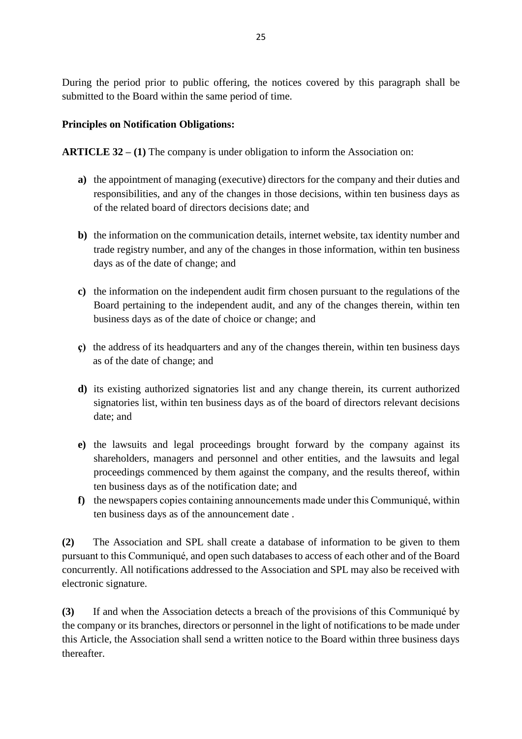During the period prior to public offering, the notices covered by this paragraph shall be submitted to the Board within the same period of time.

**Principles on Notification Obligations:**

**ARTICLE 32 – (1)** The company is under obligation to inform the Association on:

- **a)** the appointment of managing (executive) directors for the company and their duties and responsibilities, and any of the changes in those decisions, within ten business days as of the related board of directors decisions date; and
- **b)** the information on the communication details, internet website, tax identity number and trade registry number, and any of the changes in those information, within ten business days as of the date of change; and
- **c)** the information on the independent audit firm chosen pursuant to the regulations of the Board pertaining to the independent audit, and any of the changes therein, within ten business days as of the date of choice or change; and
- **ç)** the address of its headquarters and any of the changes therein, within ten business days as of the date of change; and
- **d)** its existing authorized signatories list and any change therein, its current authorized signatories list, within ten business days as of the board of directors relevant decisions date; and
- **e)** the lawsuits and legal proceedings brought forward by the company against its shareholders, managers and personnel and other entities, and the lawsuits and legal proceedings commenced by them against the company, and the results thereof, within ten business days as of the notification date; and
- **f)** the newspapers copies containing announcements made under this Communiqué, within ten business days as of the announcement date .

**(2)** The Association and SPL shall create a database of information to be given to them pursuant to this Communiqué, and open such databases to access of each other and of the Board concurrently. All notifications addressed to the Association and SPL may also be received with electronic signature.

**(3)** If and when the Association detects a breach of the provisions of this Communiqué by the company or its branches, directors or personnel in the light of notifications to be made under this Article, the Association shall send a written notice to the Board within three business days thereafter.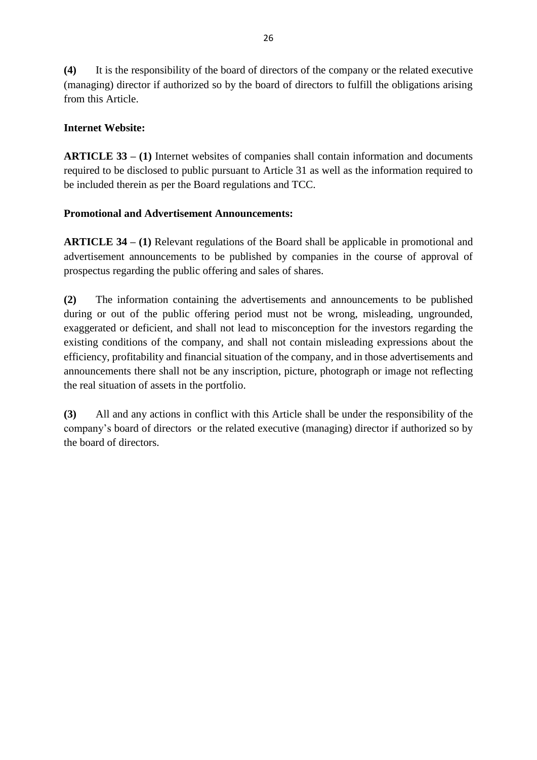**(4)** It is the responsibility of the board of directors of the company or the related executive (managing) director if authorized so by the board of directors to fulfill the obligations arising from this Article.

**Internet Website:**

**ARTICLE 33 – (1)** Internet websites of companies shall contain information and documents required to be disclosed to public pursuant to Article 31 as well as the information required to be included therein as per the Board regulations and TCC.

**Promotional and Advertisement Announcements:**

**ARTICLE 34 – (1)** Relevant regulations of the Board shall be applicable in promotional and advertisement announcements to be published by companies in the course of approval of prospectus regarding the public offering and sales of shares.

**(2)** The information containing the advertisements and announcements to be published during or out of the public offering period must not be wrong, misleading, ungrounded, exaggerated or deficient, and shall not lead to misconception for the investors regarding the existing conditions of the company, and shall not contain misleading expressions about the efficiency, profitability and financial situation of the company, and in those advertisements and announcements there shall not be any inscription, picture, photograph or image not reflecting the real situation of assets in the portfolio.

**(3)** All and any actions in conflict with this Article shall be under the responsibility of the company's board of directors or the related executive (managing) director if authorized so by the board of directors.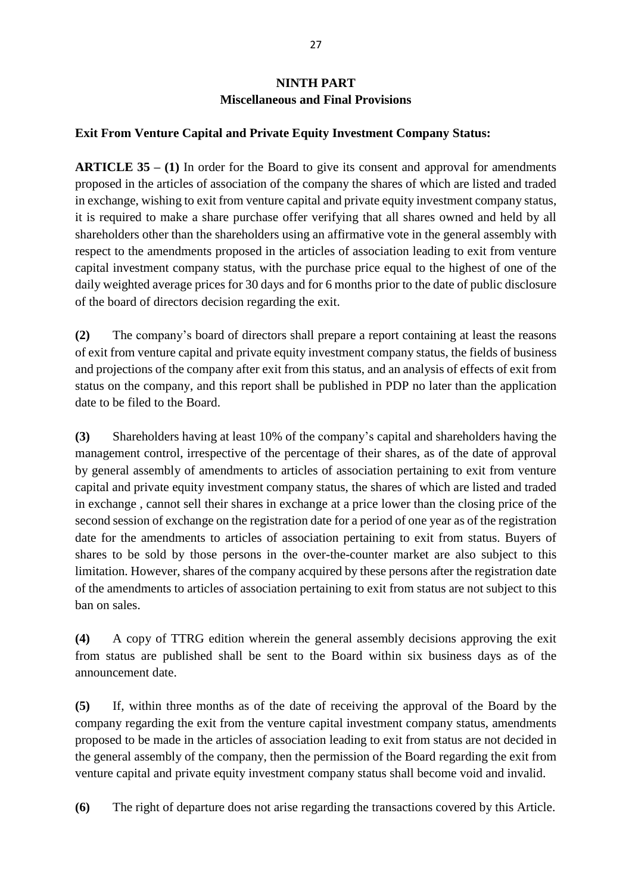## NINTH PART
## Miscellaneous and Final Provisions

**Exit From Venture Capital and Private Equity Investment Company Status:**

**ARTICLE 35 – (1)** In order for the Board to give its consent and approval for amendments proposed in the articles of association of the company the shares of which are listed and traded in exchange, wishing to exit from venture capital and private equity investment company status, it is required to make a share purchase offer verifying that all shares owned and held by all shareholders other than the shareholders using an affirmative vote in the general assembly with respect to the amendments proposed in the articles of association leading to exit from venture capital investment company status, with the purchase price equal to the highest of one of the daily weighted average prices for 30 days and for 6 months prior to the date of public disclosure of the board of directors decision regarding the exit.

**(2)** The company's board of directors shall prepare a report containing at least the reasons of exit from venture capital and private equity investment company status, the fields of business and projections of the company after exit from this status, and an analysis of effects of exit from status on the company, and this report shall be published in PDP no later than the application date to be filed to the Board.

**(3)** Shareholders having at least 10% of the company's capital and shareholders having the management control, irrespective of the percentage of their shares, as of the date of approval by general assembly of amendments to articles of association pertaining to exit from venture capital and private equity investment company status, the shares of which are listed and traded in exchange , cannot sell their shares in exchange at a price lower than the closing price of the second session of exchange on the registration date for a period of one year as of the registration date for the amendments to articles of association pertaining to exit from status. Buyers of shares to be sold by those persons in the over-the-counter market are also subject to this limitation. However, shares of the company acquired by these persons after the registration date of the amendments to articles of association pertaining to exit from status are not subject to this ban on sales.

**(4)** A copy of TTRG edition wherein the general assembly decisions approving the exit from status are published shall be sent to the Board within six business days as of the announcement date.

**(5)** If, within three months as of the date of receiving the approval of the Board by the company regarding the exit from the venture capital investment company status, amendments proposed to be made in the articles of association leading to exit from status are not decided in the general assembly of the company, then the permission of the Board regarding the exit from venture capital and private equity investment company status shall become void and invalid.

**(6)** The right of departure does not arise regarding the transactions covered by this Article.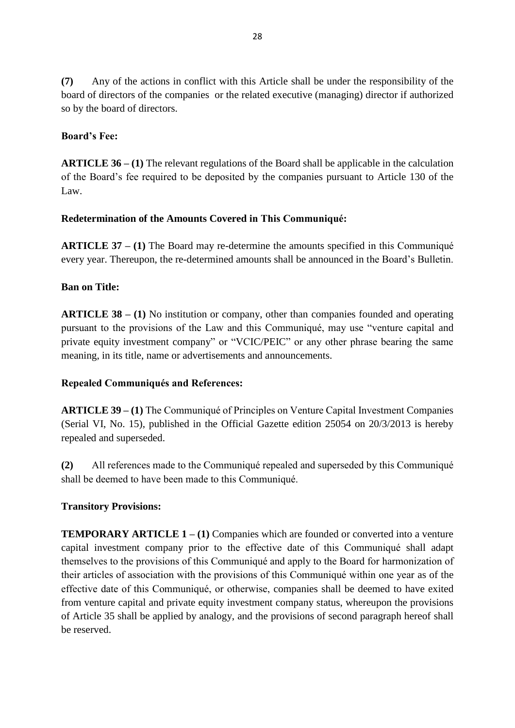**(7)** Any of the actions in conflict with this Article shall be under the responsibility of the board of directors of the companies or the related executive (managing) director if authorized so by the board of directors.

**Board's Fee:**

**ARTICLE 36 – (1)** The relevant regulations of the Board shall be applicable in the calculation of the Board's fee required to be deposited by the companies pursuant to Article 130 of the Law.

**Redetermination of the Amounts Covered in This Communiqué:**

**ARTICLE 37 – (1)** The Board may re-determine the amounts specified in this Communiqué every year. Thereupon, the re-determined amounts shall be announced in the Board's Bulletin.

**Ban on Title:**

**ARTICLE 38 – (1)** No institution or company, other than companies founded and operating pursuant to the provisions of the Law and this Communiqué, may use "venture capital and private equity investment company" or "VCIC/PEIC" or any other phrase bearing the same meaning, in its title, name or advertisements and announcements.

**Repealed Communiqués and References:**

**ARTICLE 39 – (1)** The Communiqué of Principles on Venture Capital Investment Companies (Serial VI, No. 15), published in the Official Gazette edition 25054 on 20/3/2013 is hereby repealed and superseded.

**(2)** All references made to the Communiqué repealed and superseded by this Communiqué shall be deemed to have been made to this Communiqué.

**Transitory Provisions:**

**TEMPORARY ARTICLE 1 – (1)** Companies which are founded or converted into a venture capital investment company prior to the effective date of this Communiqué shall adapt themselves to the provisions of this Communiqué and apply to the Board for harmonization of their articles of association with the provisions of this Communiqué within one year as of the effective date of this Communiqué, or otherwise, companies shall be deemed to have exited from venture capital and private equity investment company status, whereupon the provisions of Article 35 shall be applied by analogy, and the provisions of second paragraph hereof shall be reserved.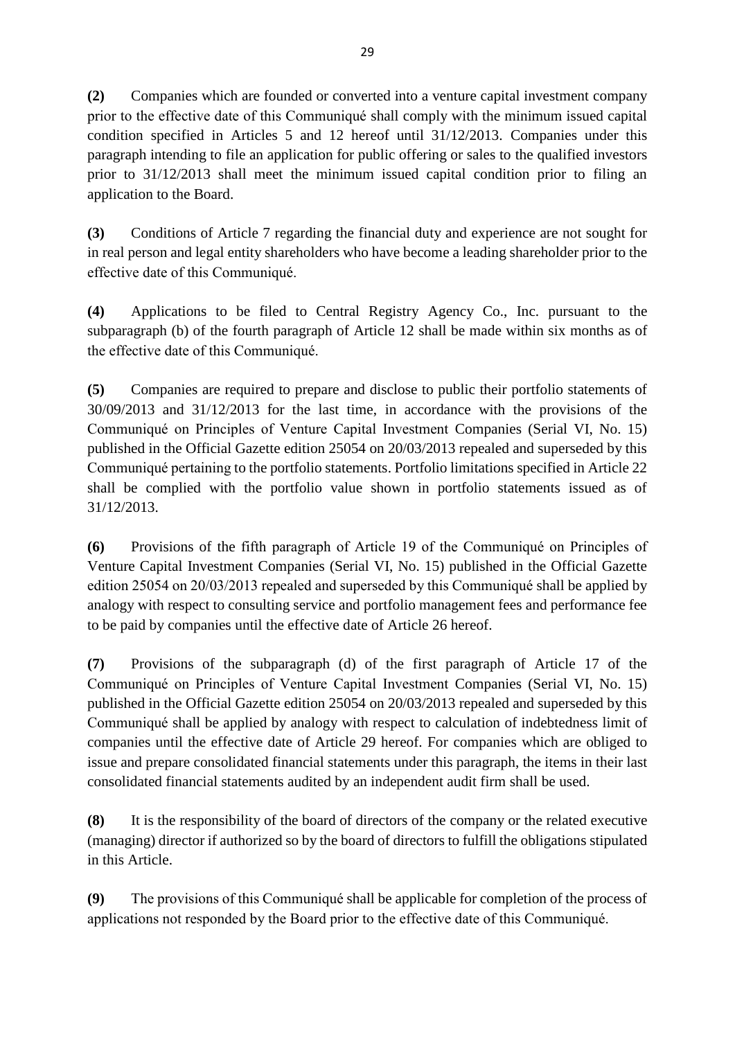**(2)** Companies which are founded or converted into a venture capital investment company prior to the effective date of this Communiqué shall comply with the minimum issued capital condition specified in Articles 5 and 12 hereof until 31/12/2013. Companies under this paragraph intending to file an application for public offering or sales to the qualified investors prior to 31/12/2013 shall meet the minimum issued capital condition prior to filing an application to the Board.

**(3)** Conditions of Article 7 regarding the financial duty and experience are not sought for in real person and legal entity shareholders who have become a leading shareholder prior to the effective date of this Communiqué.

**(4)** Applications to be filed to Central Registry Agency Co., Inc. pursuant to the subparagraph (b) of the fourth paragraph of Article 12 shall be made within six months as of the effective date of this Communiqué.

**(5)** Companies are required to prepare and disclose to public their portfolio statements of 30/09/2013 and 31/12/2013 for the last time, in accordance with the provisions of the Communiqué on Principles of Venture Capital Investment Companies (Serial VI, No. 15) published in the Official Gazette edition 25054 on 20/03/2013 repealed and superseded by this Communiqué pertaining to the portfolio statements. Portfolio limitations specified in Article 22 shall be complied with the portfolio value shown in portfolio statements issued as of 31/12/2013.

**(6)** Provisions of the fifth paragraph of Article 19 of the Communiqué on Principles of Venture Capital Investment Companies (Serial VI, No. 15) published in the Official Gazette edition 25054 on 20/03/2013 repealed and superseded by this Communiqué shall be applied by analogy with respect to consulting service and portfolio management fees and performance fee to be paid by companies until the effective date of Article 26 hereof.

**(7)** Provisions of the subparagraph (d) of the first paragraph of Article 17 of the Communiqué on Principles of Venture Capital Investment Companies (Serial VI, No. 15) published in the Official Gazette edition 25054 on 20/03/2013 repealed and superseded by this Communiqué shall be applied by analogy with respect to calculation of indebtedness limit of companies until the effective date of Article 29 hereof. For companies which are obliged to issue and prepare consolidated financial statements under this paragraph, the items in their last consolidated financial statements audited by an independent audit firm shall be used.

**(8)** It is the responsibility of the board of directors of the company or the related executive (managing) director if authorized so by the board of directors to fulfill the obligations stipulated in this Article.

**(9)** The provisions of this Communiqué shall be applicable for completion of the process of applications not responded by the Board prior to the effective date of this Communiqué.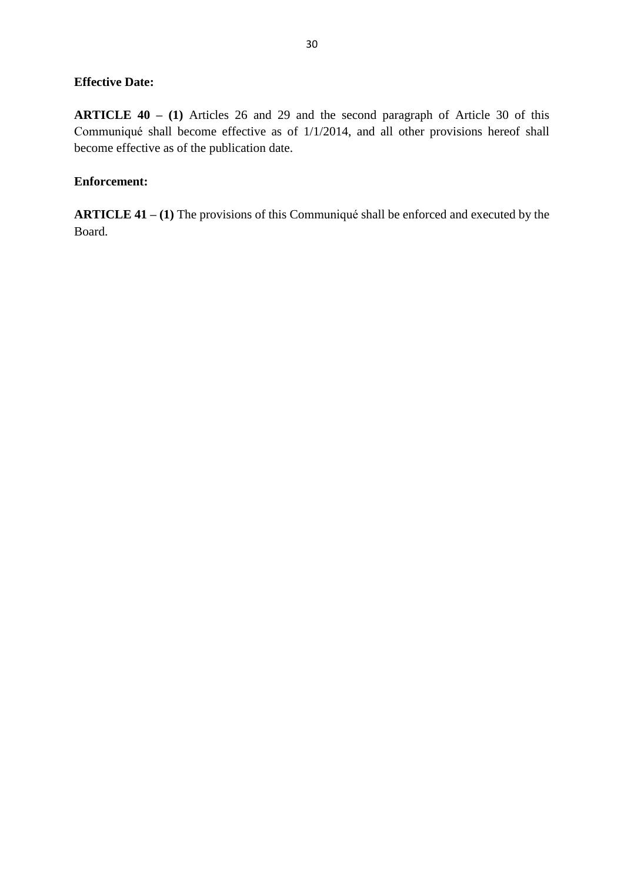**Effective Date:**

**ARTICLE 40 – (1)** Articles 26 and 29 and the second paragraph of Article 30 of this Communiqué shall become effective as of 1/1/2014, and all other provisions hereof shall become effective as of the publication date.

**Enforcement:**

**ARTICLE 41 – (1)** The provisions of this Communiqué shall be enforced and executed by the Board.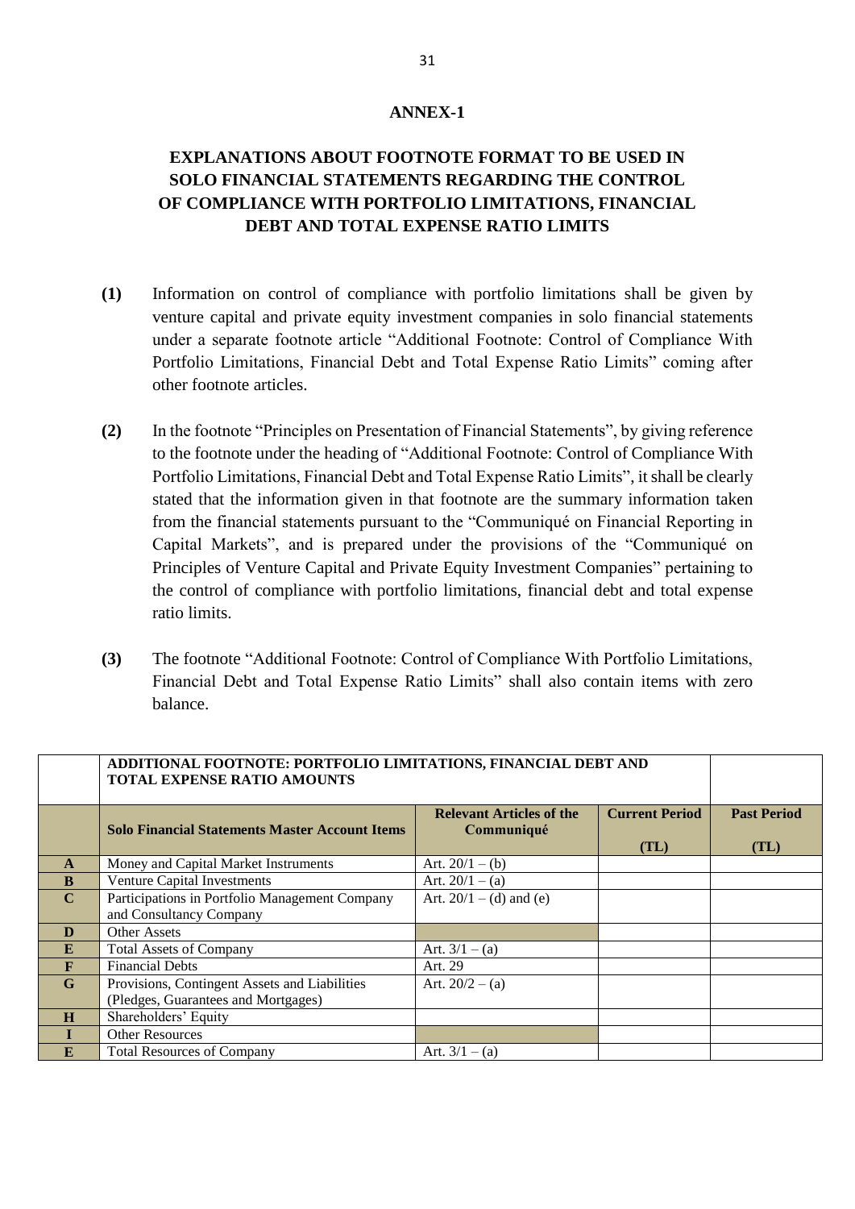# ANNEX-1

## EXPLANATIONS ABOUT FOOTNOTE FORMAT TO BE USED IN SOLO FINANCIAL STATEMENTS REGARDING THE CONTROL OF COMPLIANCE WITH PORTFOLIO LIMITATIONS, FINANCIAL DEBT AND TOTAL EXPENSE RATIO LIMITS

**(1)** Information on control of compliance with portfolio limitations shall be given by venture capital and private equity investment companies in solo financial statements under a separate footnote article "Additional Footnote: Control of Compliance With Portfolio Limitations, Financial Debt and Total Expense Ratio Limits" coming after other footnote articles.

**(2)** In the footnote "Principles on Presentation of Financial Statements", by giving reference to the footnote under the heading of "Additional Footnote: Control of Compliance With Portfolio Limitations, Financial Debt and Total Expense Ratio Limits", it shall be clearly stated that the information given in that footnote are the summary information taken from the financial statements pursuant to the "Communiqué on Financial Reporting in Capital Markets", and is prepared under the provisions of the "Communiqué on Principles of Venture Capital and Private Equity Investment Companies" pertaining to the control of compliance with portfolio limitations, financial debt and total expense ratio limits.

**(3)** The footnote "Additional Footnote: Control of Compliance With Portfolio Limitations, Financial Debt and Total Expense Ratio Limits" shall also contain items with zero balance.

| | **ADDITIONAL FOOTNOTE: PORTFOLIO LIMITATIONS, FINANCIAL DEBT AND TOTAL EXPENSE RATIO AMOUNTS** | | | |
|---|---|---|---|---|
| | **Solo Financial Statements Master Account Items** | **Relevant Articles of the Communiqué** | **Current Period (TL)** | **Past Period (TL)** |
| **A** | Money and Capital Market Instruments | Art. 20/1 – (b) | | |
| **B** | Venture Capital Investments | Art. 20/1 – (a) | | |
| **C** | Participations in Portfolio Management Company and Consultancy Company | Art. 20/1 – (d) and (e) | | |
| **D** | Other Assets | | | |
| **E** | Total Assets of Company | Art. 3/1 – (a) | | |
| **F** | Financial Debts | Art. 29 | | |
| **G** | Provisions, Contingent Assets and Liabilities (Pledges, Guarantees and Mortgages) | Art. 20/2 – (a) | | |
| **H** | Shareholders' Equity | | | |
| **I** | Other Resources | | | |
| **E** | Total Resources of Company | Art. 3/1 – (a) | | |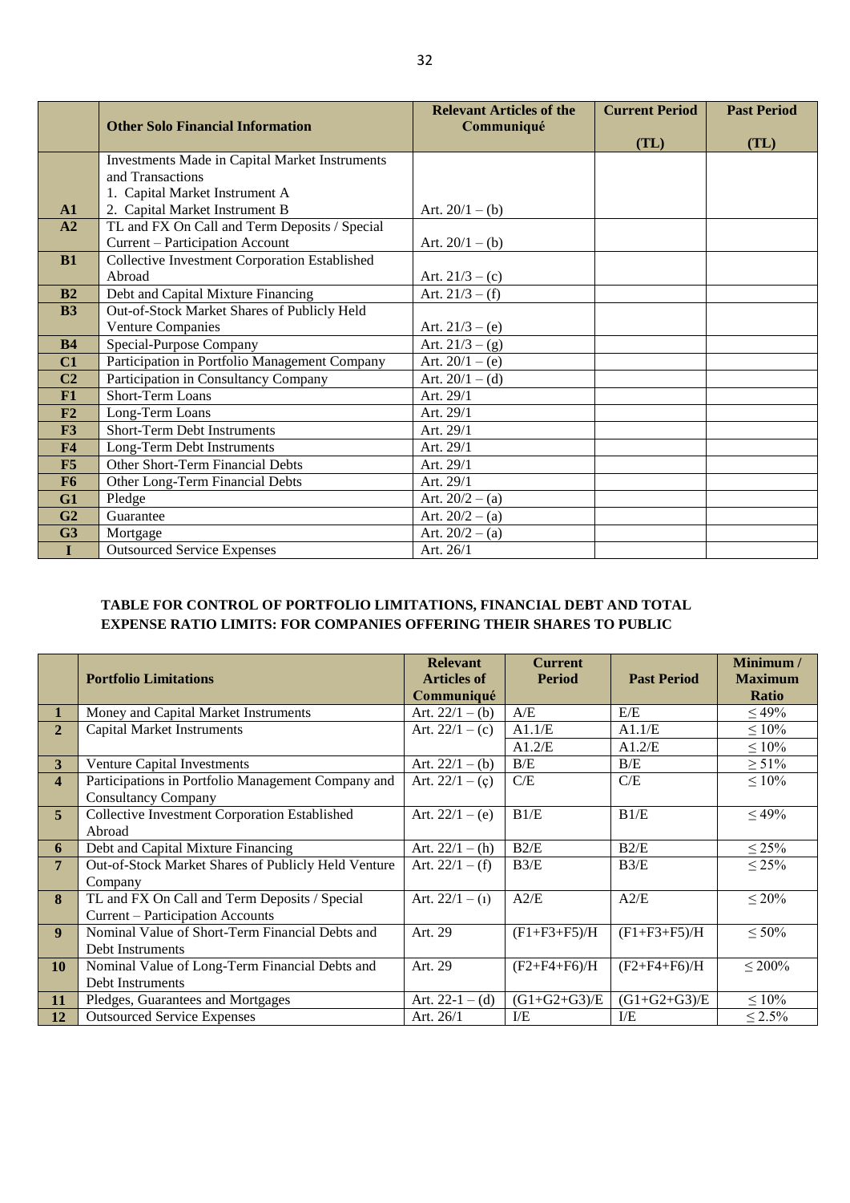| | Other Solo Financial Information | Relevant Articles of the Communiqué | Current Period (TL) | Past Period (TL) |
|---|---|---|---|---|
| A1 | Investments Made in Capital Market Instruments and Transactions<br>1. Capital Market Instrument A<br>2. Capital Market Instrument B | Art. 20/1 – (b) | | |
| A2 | TL and FX On Call and Term Deposits / Special Current – Participation Account | Art. 20/1 – (b) | | |
| B1 | Collective Investment Corporation Established Abroad | Art. 21/3 – (c) | | |
| B2 | Debt and Capital Mixture Financing | Art. 21/3 – (f) | | |
| B3 | Out-of-Stock Market Shares of Publicly Held Venture Companies | Art. 21/3 – (e) | | |
| B4 | Special-Purpose Company | Art. 21/3 – (g) | | |
| C1 | Participation in Portfolio Management Company | Art. 20/1 – (e) | | |
| C2 | Participation in Consultancy Company | Art. 20/1 – (d) | | |
| F1 | Short-Term Loans | Art. 29/1 | | |
| F2 | Long-Term Loans | Art. 29/1 | | |
| F3 | Short-Term Debt Instruments | Art. 29/1 | | |
| F4 | Long-Term Debt Instruments | Art. 29/1 | | |
| F5 | Other Short-Term Financial Debts | Art. 29/1 | | |
| F6 | Other Long-Term Financial Debts | Art. 29/1 | | |
| G1 | Pledge | Art. 20/2 – (a) | | |
| G2 | Guarantee | Art. 20/2 – (a) | | |
| G3 | Mortgage | Art. 20/2 – (a) | | |
| I | Outsourced Service Expenses | Art. 26/1 | | |

**TABLE FOR CONTROL OF PORTFOLIO LIMITATIONS, FINANCIAL DEBT AND TOTAL EXPENSE RATIO LIMITS: FOR COMPANIES OFFERING THEIR SHARES TO PUBLIC**

| | Portfolio Limitations | Relevant Articles of Communiqué | Current Period | Past Period | Minimum / Maximum Ratio |
|---|---|---|---|---|---|
| 1 | Money and Capital Market Instruments | Art. 22/1 – (b) | A/E | E/E | ≤ 49% |
| 2 | Capital Market Instruments | Art. 22/1 – (c) | A1.1/E | A1.1/E | ≤ 10% |
| | | | A1.2/E | A1.2/E | ≤ 10% |
| 3 | Venture Capital Investments | Art. 22/1 – (b) | B/E | B/E | ≥ 51% |
| 4 | Participations in Portfolio Management Company and Consultancy Company | Art. 22/1 – (ç) | C/E | C/E | ≤ 10% |
| 5 | Collective Investment Corporation Established Abroad | Art. 22/1 – (e) | B1/E | B1/E | ≤ 49% |
| 6 | Debt and Capital Mixture Financing | Art. 22/1 – (h) | B2/E | B2/E | ≤ 25% |
| 7 | Out-of-Stock Market Shares of Publicly Held Venture Company | Art. 22/1 – (f) | B3/E | B3/E | ≤ 25% |
| 8 | TL and FX On Call and Term Deposits / Special Current – Participation Accounts | Art. 22/1 – (ı) | A2/E | A2/E | ≤ 20% |
| 9 | Nominal Value of Short-Term Financial Debts and Debt Instruments | Art. 29 | (F1+F3+F5)/H | (F1+F3+F5)/H | ≤ 50% |
| 10 | Nominal Value of Long-Term Financial Debts and Debt Instruments | Art. 29 | (F2+F4+F6)/H | (F2+F4+F6)/H | ≤ 200% |
| 11 | Pledges, Guarantees and Mortgages | Art. 22-1 – (d) | (G1+G2+G3)/E | (G1+G2+G3)/E | ≤ 10% |
| 12 | Outsourced Service Expenses | Art. 26/1 | I/E | I/E | ≤ 2.5% |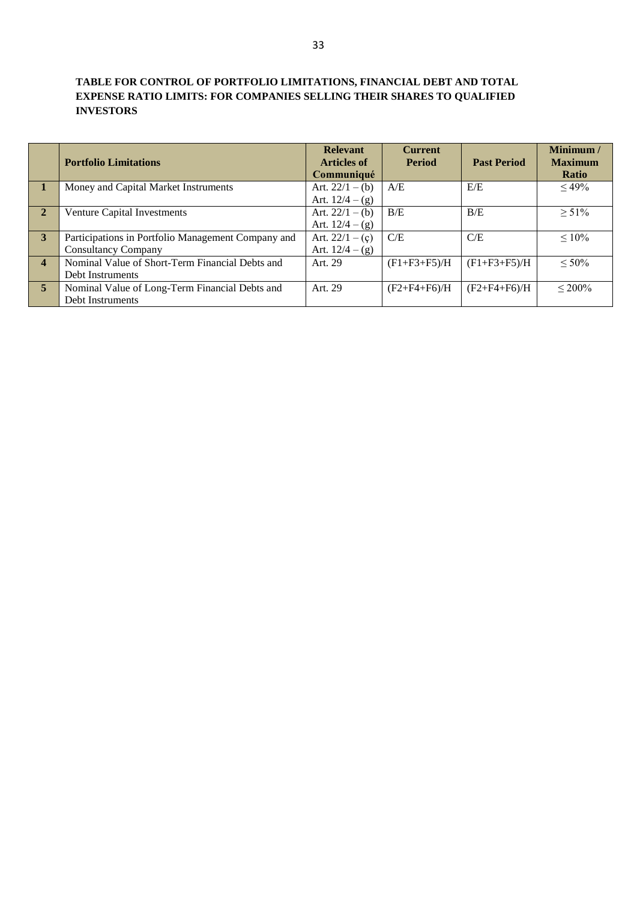**TABLE FOR CONTROL OF PORTFOLIO LIMITATIONS, FINANCIAL DEBT AND TOTAL EXPENSE RATIO LIMITS: FOR COMPANIES SELLING THEIR SHARES TO QUALIFIED INVESTORS**

| | Portfolio Limitations | Relevant Articles of Communiqué | Current Period | Past Period | Minimum / Maximum Ratio |
|---|---|---|---|---|---|
| 1 | Money and Capital Market Instruments | Art. 22/1 – (b) Art. 12/4 – (g) | A/E | E/E | ≤ 49% |
| 2 | Venture Capital Investments | Art. 22/1 – (b) Art. 12/4 – (g) | B/E | B/E | ≥ 51% |
| 3 | Participations in Portfolio Management Company and Consultancy Company | Art. 22/1 – (ç) Art. 12/4 – (g) | C/E | C/E | ≤ 10% |
| 4 | Nominal Value of Short-Term Financial Debts and Debt Instruments | Art. 29 | (F1+F3+F5)/H | (F1+F3+F5)/H | ≤ 50% |
| 5 | Nominal Value of Long-Term Financial Debts and Debt Instruments | Art. 29 | (F2+F4+F6)/H | (F2+F4+F6)/H | ≤ 200% |